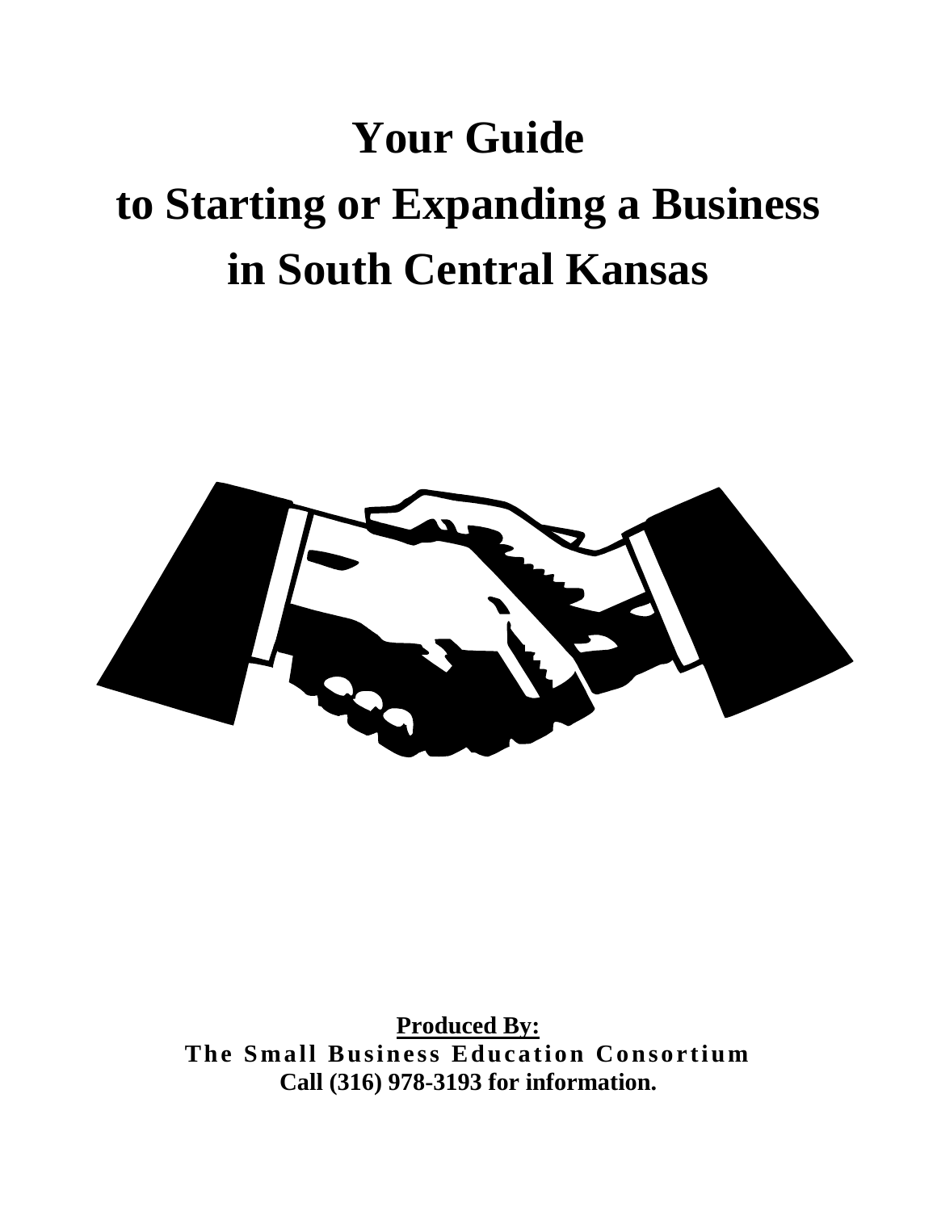# Your Guide to Starting or Expanding a Business in South Central Kansas

**Produced By:**

**The Small Business Education Consortium**

**Call (316) 978-3193 for information.**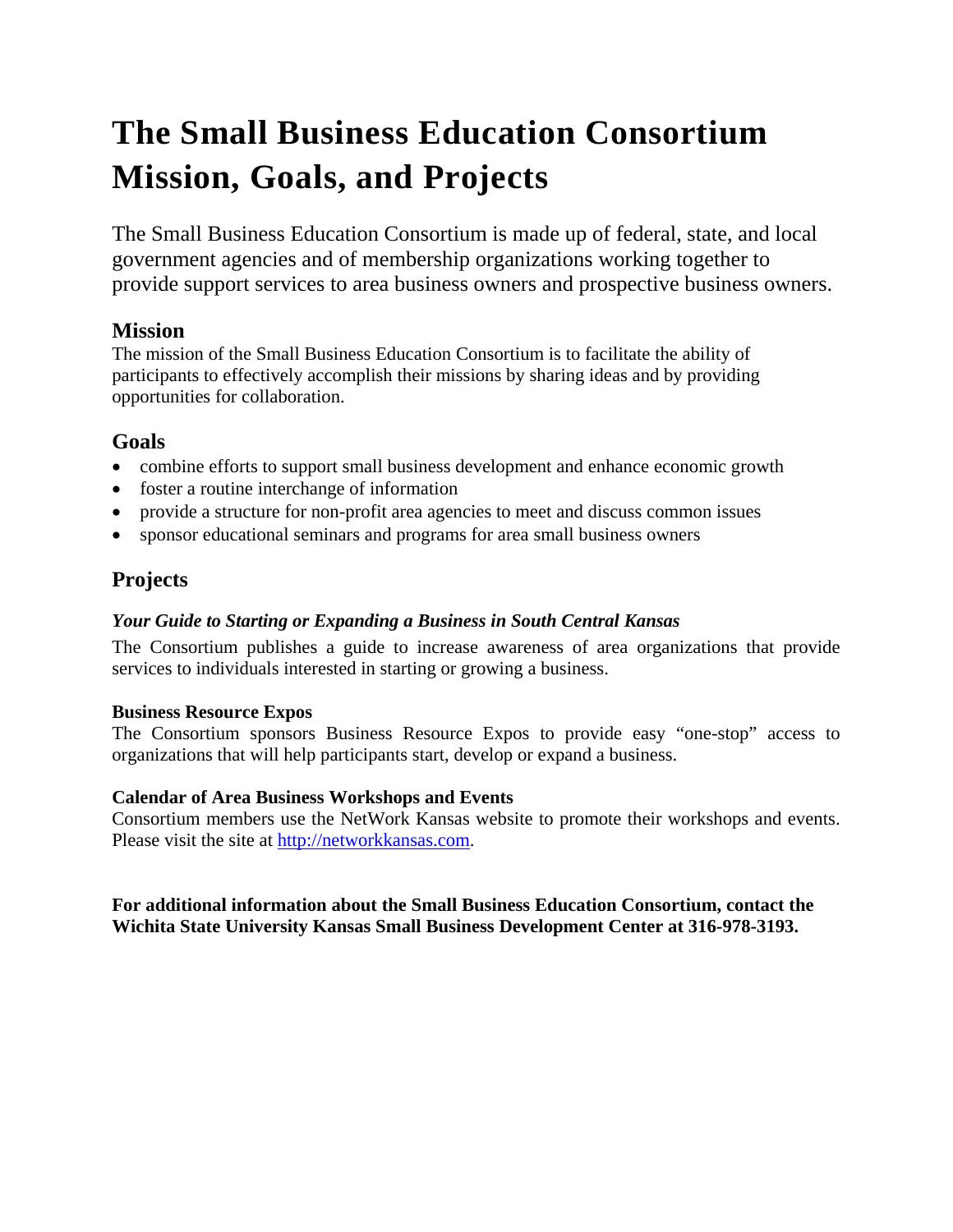# The Small Business Education Consortium Mission, Goals, and Projects

The Small Business Education Consortium is made up of federal, state, and local government agencies and of membership organizations working together to provide support services to area business owners and prospective business owners.

## Mission

The mission of the Small Business Education Consortium is to facilitate the ability of participants to effectively accomplish their missions by sharing ideas and by providing opportunities for collaboration.

## Goals

- combine efforts to support small business development and enhance economic growth
- foster a routine interchange of information
- provide a structure for non-profit area agencies to meet and discuss common issues
- sponsor educational seminars and programs for area small business owners

## Projects

### *Your Guide to Starting or Expanding a Business in South Central Kansas*

The Consortium publishes a guide to increase awareness of area organizations that provide services to individuals interested in starting or growing a business.

**Business Resource Expos**

The Consortium sponsors Business Resource Expos to provide easy "one-stop" access to organizations that will help participants start, develop or expand a business.

**Calendar of Area Business Workshops and Events**

Consortium members use the NetWork Kansas website to promote their workshops and events. Please visit the site at http://networkkansas.com.

**For additional information about the Small Business Education Consortium, contact the Wichita State University Kansas Small Business Development Center at 316-978-3193.**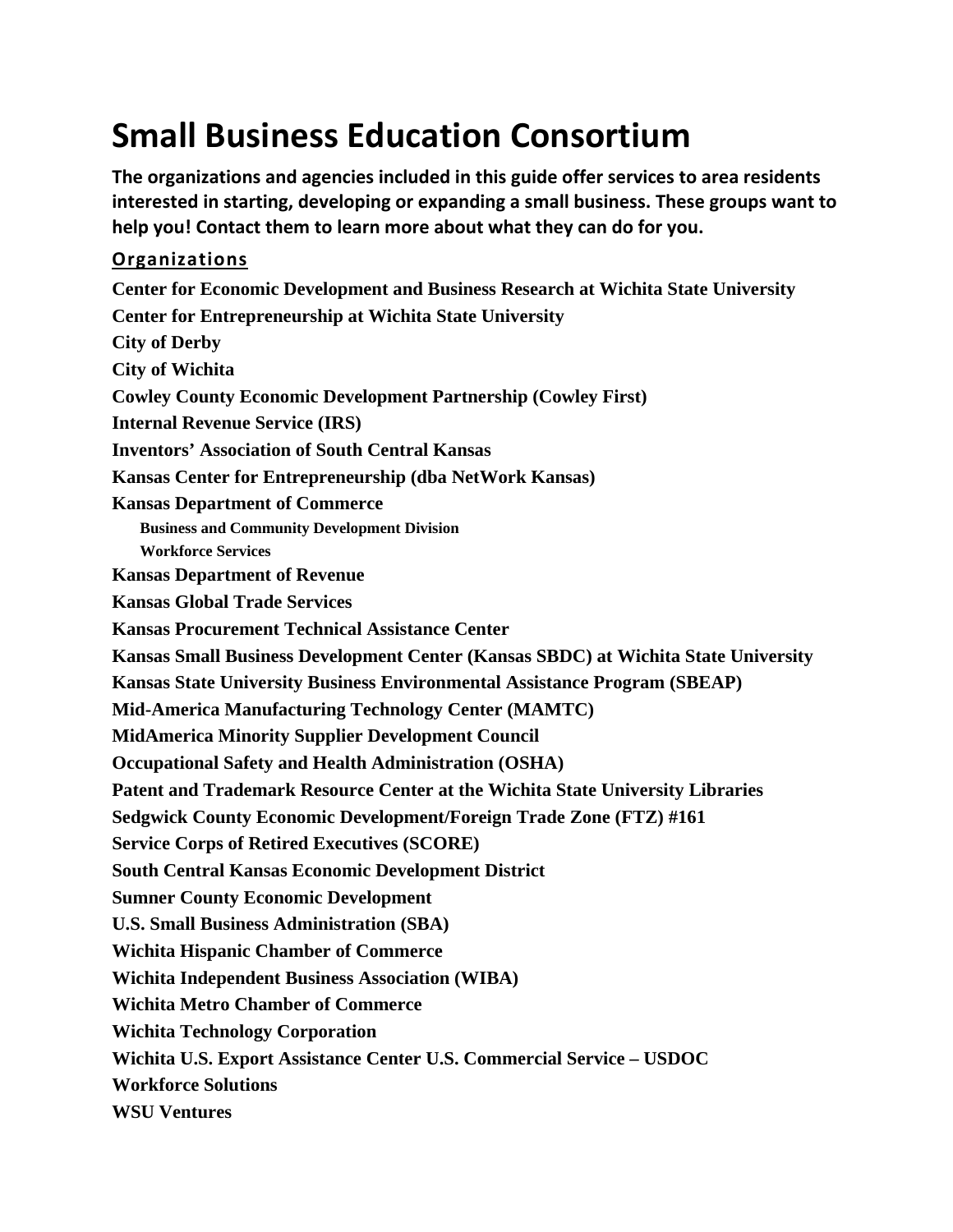# Small Business Education Consortium

**The organizations and agencies included in this guide offer services to area residents interested in starting, developing or expanding a small business. These groups want to help you! Contact them to learn more about what they can do for you.**

## Organizations

**Center for Economic Development and Business Research at Wichita State University**

**Center for Entrepreneurship at Wichita State University**

**City of Derby**

**City of Wichita**

**Cowley County Economic Development Partnership (Cowley First)**

**Internal Revenue Service (IRS)**

**Inventors' Association of South Central Kansas**

**Kansas Center for Entrepreneurship (dba NetWork Kansas)**

**Kansas Department of Commerce**

- **Business and Community Development Division**
- **Workforce Services**

**Kansas Department of Revenue**

**Kansas Global Trade Services**

**Kansas Procurement Technical Assistance Center**

**Kansas Small Business Development Center (Kansas SBDC) at Wichita State University**

**Kansas State University Business Environmental Assistance Program (SBEAP)**

**Mid-America Manufacturing Technology Center (MAMTC)**

**MidAmerica Minority Supplier Development Council**

**Occupational Safety and Health Administration (OSHA)**

**Patent and Trademark Resource Center at the Wichita State University Libraries**

**Sedgwick County Economic Development/Foreign Trade Zone (FTZ) #161**

**Service Corps of Retired Executives (SCORE)**

**South Central Kansas Economic Development District**

**Sumner County Economic Development**

**U.S. Small Business Administration (SBA)**

**Wichita Hispanic Chamber of Commerce**

**Wichita Independent Business Association (WIBA)**

**Wichita Metro Chamber of Commerce**

**Wichita Technology Corporation**

**Wichita U.S. Export Assistance Center U.S. Commercial Service – USDOC**

**Workforce Solutions**

**WSU Ventures**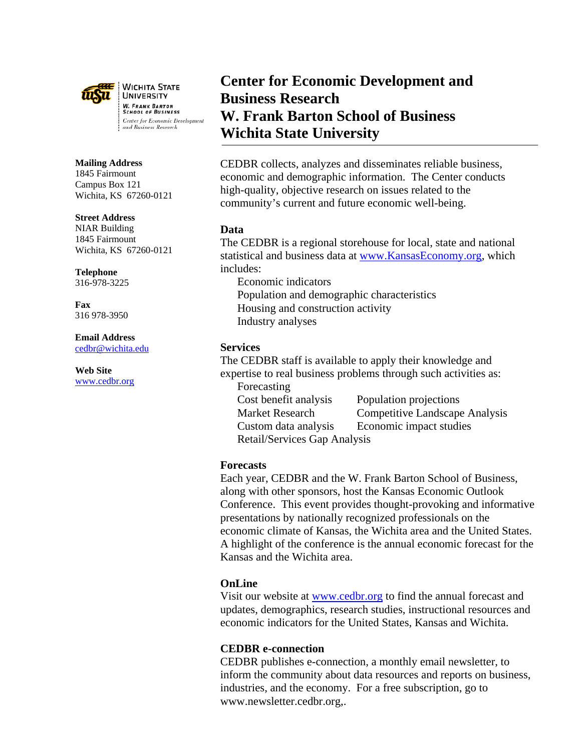Wichita State University
W. Frank Barton School of Business
Center for Economic Development and Business Research

# Center for Economic Development and Business Research
# W. Frank Barton School of Business
# Wichita State University

**Mailing Address**
1845 Fairmount
Campus Box 121
Wichita, KS 67260-0121

**Street Address**
NIAR Building
1845 Fairmount
Wichita, KS 67260-0121

**Telephone**
316-978-3225

**Fax**
316 978-3950

**Email Address**
cedbr@wichita.edu

**Web Site**
www.cedbr.org

CEDBR collects, analyzes and disseminates reliable business, economic and demographic information. The Center conducts high-quality, objective research on issues related to the community's current and future economic well-being.

**Data**

The CEDBR is a regional storehouse for local, state and national statistical and business data at www.KansasEconomy.org, which includes:

- Economic indicators
- Population and demographic characteristics
- Housing and construction activity
- Industry analyses

**Services**

The CEDBR staff is available to apply their knowledge and expertise to real business problems through such activities as:

- Forecasting
- Cost benefit analysis
- Population projections
- Market Research
- Competitive Landscape Analysis
- Custom data analysis
- Economic impact studies
- Retail/Services Gap Analysis

**Forecasts**

Each year, CEDBR and the W. Frank Barton School of Business, along with other sponsors, host the Kansas Economic Outlook Conference. This event provides thought-provoking and informative presentations by nationally recognized professionals on the economic climate of Kansas, the Wichita area and the United States. A highlight of the conference is the annual economic forecast for the Kansas and the Wichita area.

**OnLine**

Visit our website at www.cedbr.org to find the annual forecast and updates, demographics, research studies, instructional resources and economic indicators for the United States, Kansas and Wichita.

**CEDBR e-connection**

CEDBR publishes e-connection, a monthly email newsletter, to inform the community about data resources and reports on business, industries, and the economy. For a free subscription, go to www.newsletter.cedbr.org,.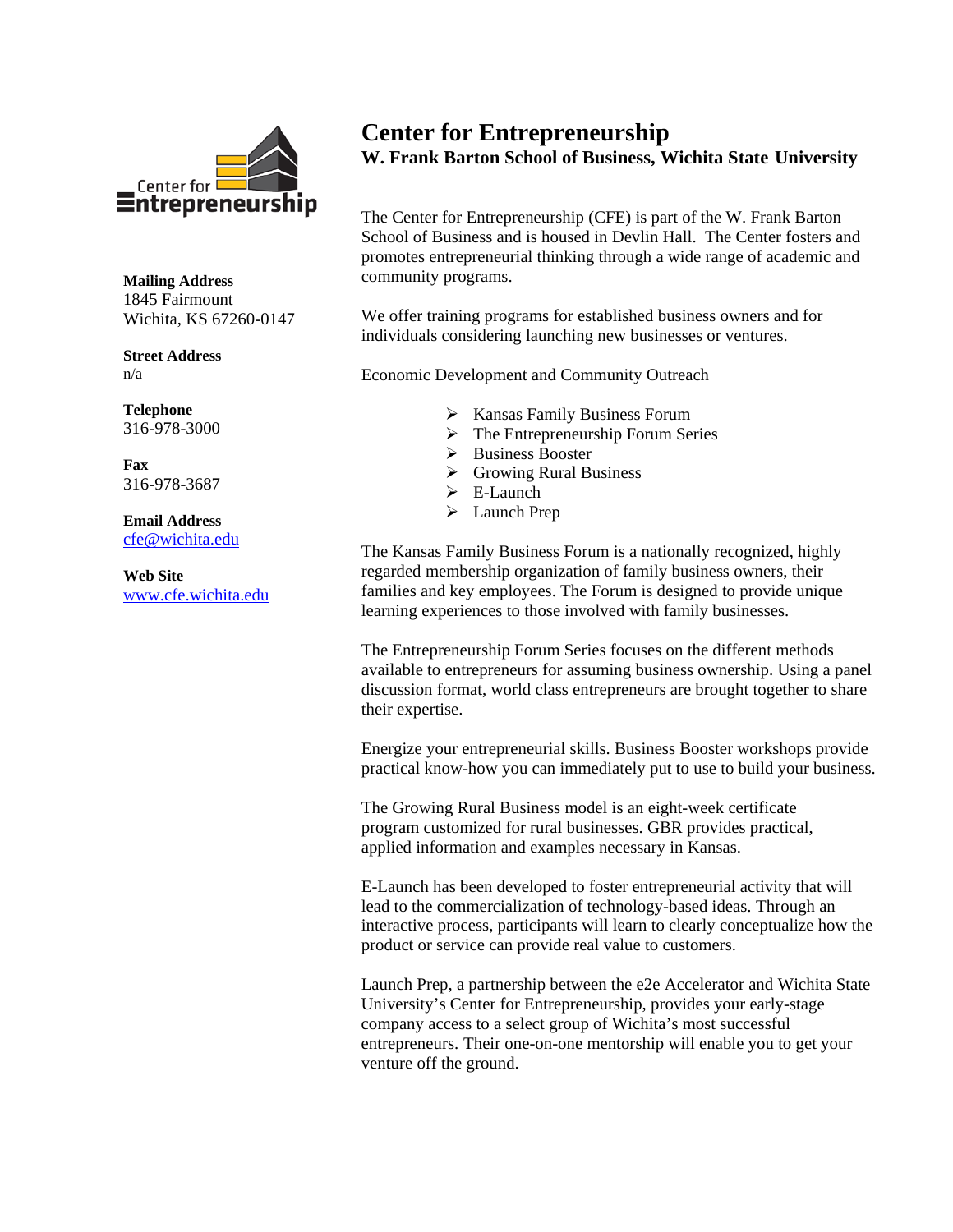# Center for Entrepreneurship

## W. Frank Barton School of Business, Wichita State University

**Mailing Address**
1845 Fairmount
Wichita, KS 67260-0147

**Street Address**
n/a

**Telephone**
316-978-3000

**Fax**
316-978-3687

**Email Address**
cfe@wichita.edu

**Web Site**
www.cfe.wichita.edu

The Center for Entrepreneurship (CFE) is part of the W. Frank Barton School of Business and is housed in Devlin Hall. The Center fosters and promotes entrepreneurial thinking through a wide range of academic and community programs.

We offer training programs for established business owners and for individuals considering launching new businesses or ventures.

Economic Development and Community Outreach

- Kansas Family Business Forum
- The Entrepreneurship Forum Series
- Business Booster
- Growing Rural Business
- E-Launch
- Launch Prep

The Kansas Family Business Forum is a nationally recognized, highly regarded membership organization of family business owners, their families and key employees. The Forum is designed to provide unique learning experiences to those involved with family businesses.

The Entrepreneurship Forum Series focuses on the different methods available to entrepreneurs for assuming business ownership. Using a panel discussion format, world class entrepreneurs are brought together to share their expertise.

Energize your entrepreneurial skills. Business Booster workshops provide practical know-how you can immediately put to use to build your business.

The Growing Rural Business model is an eight-week certificate program customized for rural businesses. GBR provides practical, applied information and examples necessary in Kansas.

E-Launch has been developed to foster entrepreneurial activity that will lead to the commercialization of technology-based ideas. Through an interactive process, participants will learn to clearly conceptualize how the product or service can provide real value to customers.

Launch Prep, a partnership between the e2e Accelerator and Wichita State University's Center for Entrepreneurship, provides your early-stage company access to a select group of Wichita's most successful entrepreneurs. Their one-on-one mentorship will enable you to get your venture off the ground.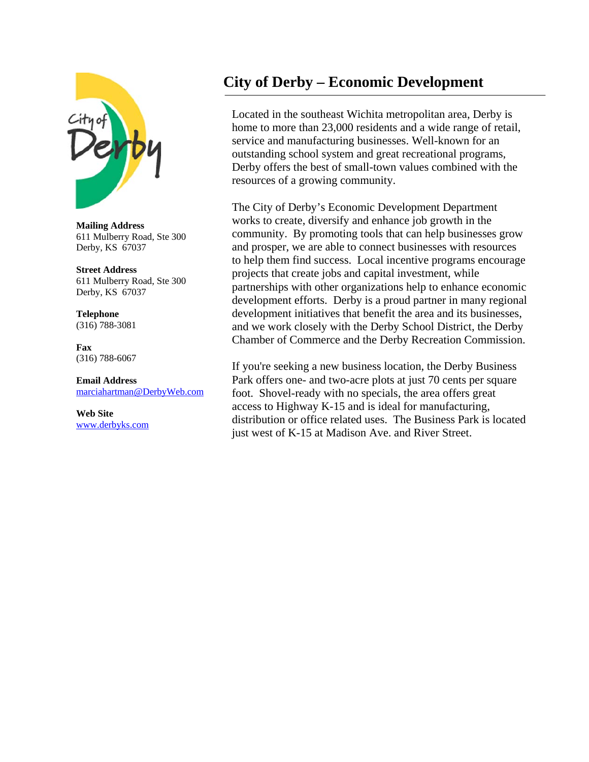# City of Derby – Economic Development

**Mailing Address**
611 Mulberry Road, Ste 300
Derby, KS 67037

**Street Address**
611 Mulberry Road, Ste 300
Derby, KS 67037

**Telephone**
(316) 788-3081

**Fax**
(316) 788-6067

**Email Address**
marciahartman@DerbyWeb.com

**Web Site**
www.derbyks.com

Located in the southeast Wichita metropolitan area, Derby is home to more than 23,000 residents and a wide range of retail, service and manufacturing businesses. Well-known for an outstanding school system and great recreational programs, Derby offers the best of small-town values combined with the resources of a growing community.

The City of Derby's Economic Development Department works to create, diversify and enhance job growth in the community. By promoting tools that can help businesses grow and prosper, we are able to connect businesses with resources to help them find success. Local incentive programs encourage projects that create jobs and capital investment, while partnerships with other organizations help to enhance economic development efforts. Derby is a proud partner in many regional development initiatives that benefit the area and its businesses, and we work closely with the Derby School District, the Derby Chamber of Commerce and the Derby Recreation Commission.

If you're seeking a new business location, the Derby Business Park offers one- and two-acre plots at just 70 cents per square foot. Shovel-ready with no specials, the area offers great access to Highway K-15 and is ideal for manufacturing, distribution or office related uses. The Business Park is located just west of K-15 at Madison Ave. and River Street.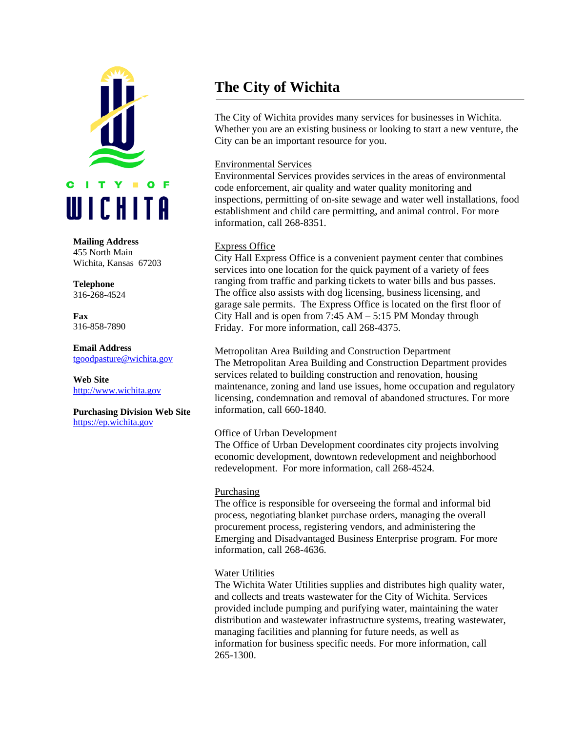CITY OF WICHITA

**Mailing Address**
455 North Main
Wichita, Kansas 67203

**Telephone**
316-268-4524

**Fax**
316-858-7890

**Email Address**
tgoodpasture@wichita.gov

**Web Site**
http://www.wichita.gov

**Purchasing Division Web Site**
https://ep.wichita.gov

# The City of Wichita

The City of Wichita provides many services for businesses in Wichita. Whether you are an existing business or looking to start a new venture, the City can be an important resource for you.

Environmental Services
Environmental Services provides services in the areas of environmental code enforcement, air quality and water quality monitoring and inspections, permitting of on-site sewage and water well installations, food establishment and child care permitting, and animal control. For more information, call 268-8351.

Express Office
City Hall Express Office is a convenient payment center that combines services into one location for the quick payment of a variety of fees ranging from traffic and parking tickets to water bills and bus passes. The office also assists with dog licensing, business licensing, and garage sale permits. The Express Office is located on the first floor of City Hall and is open from 7:45 AM – 5:15 PM Monday through Friday. For more information, call 268-4375.

Metropolitan Area Building and Construction Department
The Metropolitan Area Building and Construction Department provides services related to building construction and renovation, housing maintenance, zoning and land use issues, home occupation and regulatory licensing, condemnation and removal of abandoned structures. For more information, call 660-1840.

Office of Urban Development
The Office of Urban Development coordinates city projects involving economic development, downtown redevelopment and neighborhood redevelopment. For more information, call 268-4524.

Purchasing
The office is responsible for overseeing the formal and informal bid process, negotiating blanket purchase orders, managing the overall procurement process, registering vendors, and administering the Emerging and Disadvantaged Business Enterprise program. For more information, call 268-4636.

Water Utilities
The Wichita Water Utilities supplies and distributes high quality water, and collects and treats wastewater for the City of Wichita. Services provided include pumping and purifying water, maintaining the water distribution and wastewater infrastructure systems, treating wastewater, managing facilities and planning for future needs, as well as information for business specific needs. For more information, call 265-1300.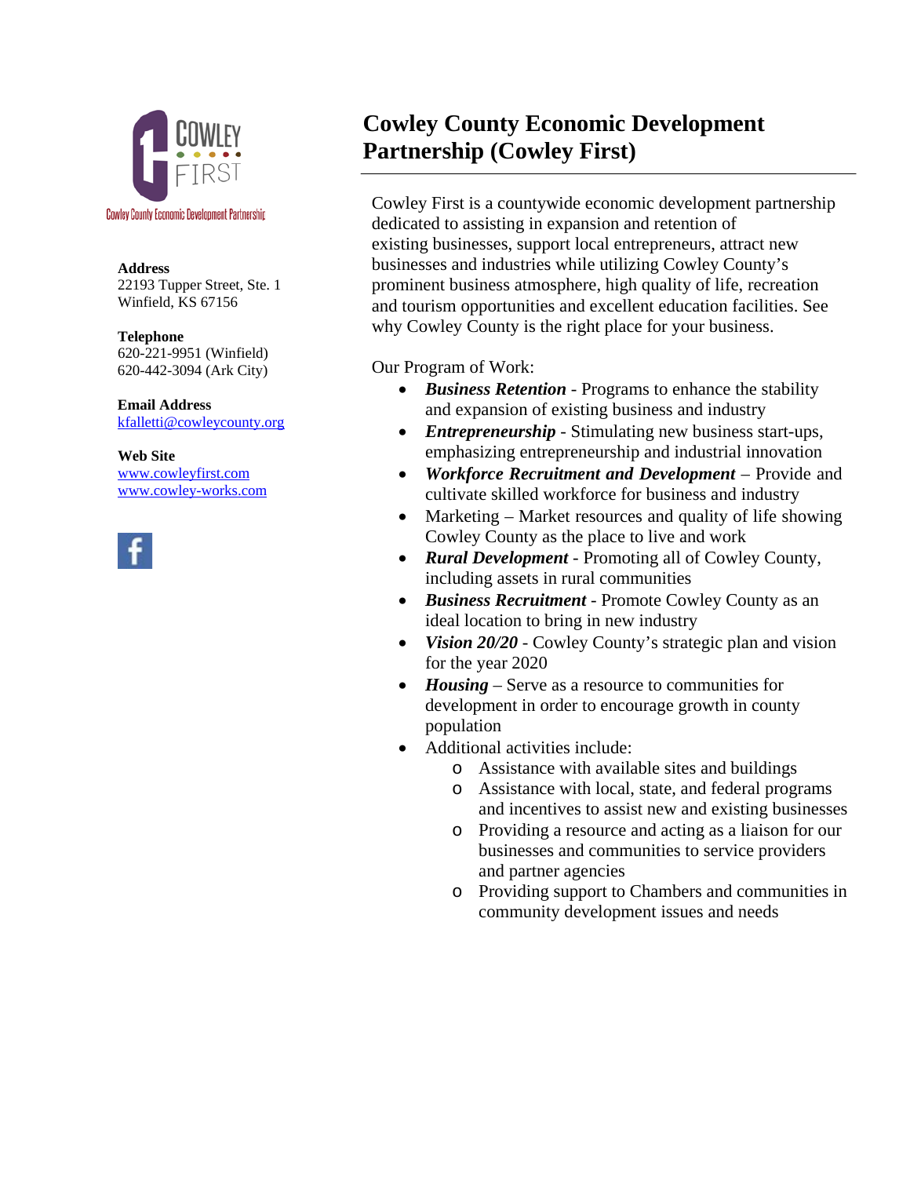Cowley County Economic Development Partnership

**Address**
22193 Tupper Street, Ste. 1
Winfield, KS 67156

**Telephone**
620-221-9951 (Winfield)
620-442-3094 (Ark City)

**Email Address**
kfalletti@cowleycounty.org

**Web Site**
www.cowleyfirst.com
www.cowley-works.com

# Cowley County Economic Development Partnership (Cowley First)

Cowley First is a countywide economic development partnership dedicated to assisting in expansion and retention of existing businesses, support local entrepreneurs, attract new businesses and industries while utilizing Cowley County's prominent business atmosphere, high quality of life, recreation and tourism opportunities and excellent education facilities. See why Cowley County is the right place for your business.

Our Program of Work:

- ***Business Retention*** - Programs to enhance the stability and expansion of existing business and industry
- ***Entrepreneurship*** - Stimulating new business start-ups, emphasizing entrepreneurship and industrial innovation
- ***Workforce Recruitment and Development*** – Provide and cultivate skilled workforce for business and industry
- Marketing – Market resources and quality of life showing Cowley County as the place to live and work
- ***Rural Development*** - Promoting all of Cowley County, including assets in rural communities
- ***Business Recruitment*** - Promote Cowley County as an ideal location to bring in new industry
- ***Vision 20/20*** - Cowley County's strategic plan and vision for the year 2020
- ***Housing*** – Serve as a resource to communities for development in order to encourage growth in county population
- Additional activities include:
  - Assistance with available sites and buildings
  - Assistance with local, state, and federal programs and incentives to assist new and existing businesses
  - Providing a resource and acting as a liaison for our businesses and communities to service providers and partner agencies
  - Providing support to Chambers and communities in community development issues and needs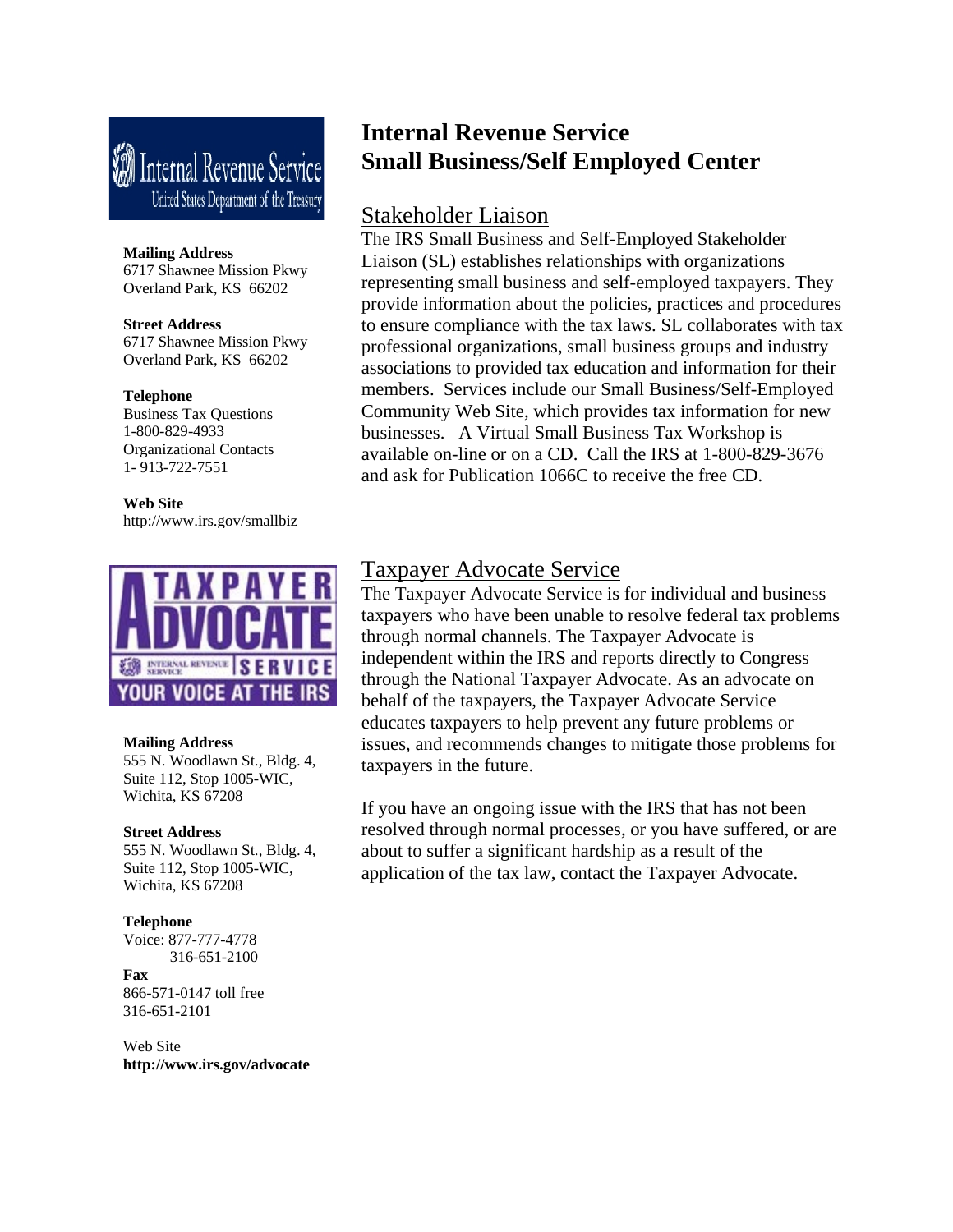# Internal Revenue Service
# Small Business/Self Employed Center

**Mailing Address**
6717 Shawnee Mission Pkwy
Overland Park, KS 66202

**Street Address**
6717 Shawnee Mission Pkwy
Overland Park, KS 66202

**Telephone**
Business Tax Questions
1-800-829-4933
Organizational Contacts
1- 913-722-7551

**Web Site**
http://www.irs.gov/smallbiz

## Stakeholder Liaison

The IRS Small Business and Self-Employed Stakeholder Liaison (SL) establishes relationships with organizations representing small business and self-employed taxpayers. They provide information about the policies, practices and procedures to ensure compliance with the tax laws. SL collaborates with tax professional organizations, small business groups and industry associations to provided tax education and information for their members. Services include our Small Business/Self-Employed Community Web Site, which provides tax information for new businesses. A Virtual Small Business Tax Workshop is available on-line or on a CD. Call the IRS at 1-800-829-3676 and ask for Publication 1066C to receive the free CD.

**Mailing Address**
555 N. Woodlawn St., Bldg. 4,
Suite 112, Stop 1005-WIC,
Wichita, KS 67208

**Street Address**
555 N. Woodlawn St., Bldg. 4,
Suite 112, Stop 1005-WIC,
Wichita, KS 67208

**Telephone**
Voice: 877-777-4778
316-651-2100

**Fax**
866-571-0147 toll free
316-651-2101

Web Site
**http://www.irs.gov/advocate**

## Taxpayer Advocate Service

The Taxpayer Advocate Service is for individual and business taxpayers who have been unable to resolve federal tax problems through normal channels. The Taxpayer Advocate is independent within the IRS and reports directly to Congress through the National Taxpayer Advocate. As an advocate on behalf of the taxpayers, the Taxpayer Advocate Service educates taxpayers to help prevent any future problems or issues, and recommends changes to mitigate those problems for taxpayers in the future.

If you have an ongoing issue with the IRS that has not been resolved through normal processes, or you have suffered, or are about to suffer a significant hardship as a result of the application of the tax law, contact the Taxpayer Advocate.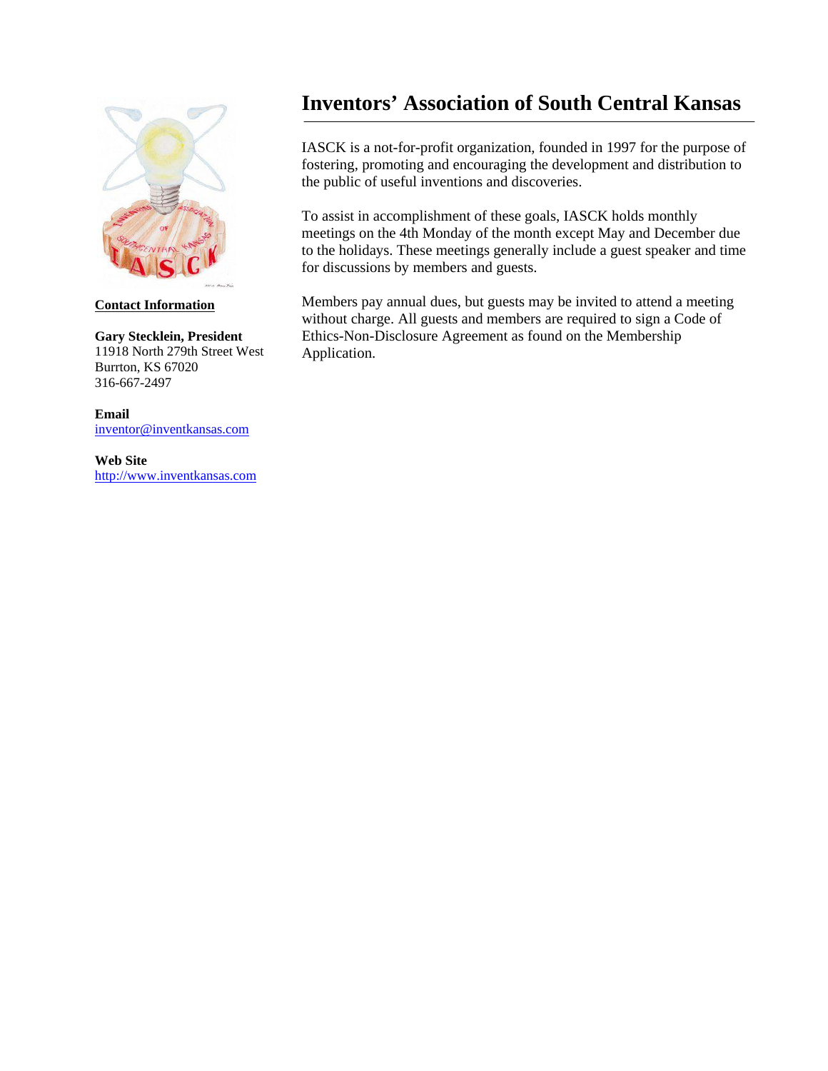# Inventors' Association of South Central Kansas

IASCK is a not-for-profit organization, founded in 1997 for the purpose of fostering, promoting and encouraging the development and distribution to the public of useful inventions and discoveries.

To assist in accomplishment of these goals, IASCK holds monthly meetings on the 4th Monday of the month except May and December due to the holidays. These meetings generally include a guest speaker and time for discussions by members and guests.

Members pay annual dues, but guests may be invited to attend a meeting without charge. All guests and members are required to sign a Code of Ethics-Non-Disclosure Agreement as found on the Membership Application.

**Contact Information**

**Gary Stecklein, President**
11918 North 279th Street West
Burrton, KS 67020
316-667-2497

**Email**
inventor@inventkansas.com

**Web Site**
http://www.inventkansas.com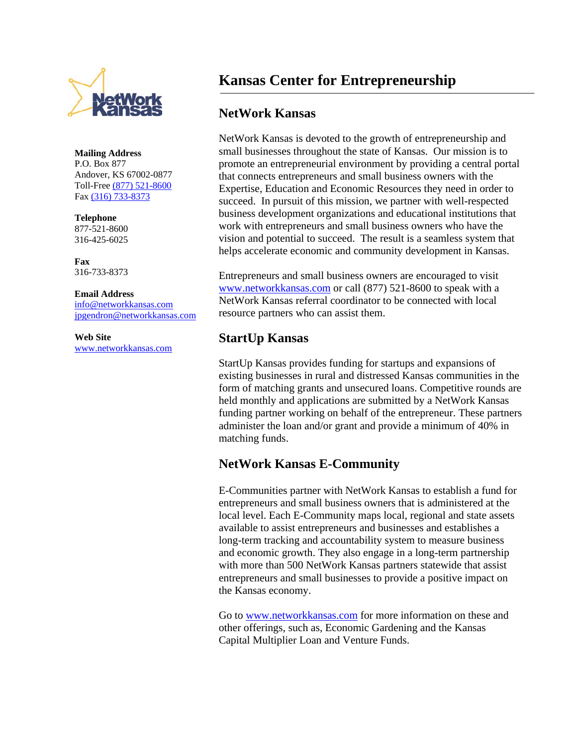# Kansas Center for Entrepreneurship

**Mailing Address**
P.O. Box 877
Andover, KS 67002-0877
Toll-Free (877) 521-8600
Fax (316) 733-8373

**Telephone**
877-521-8600
316-425-6025

**Fax**
316-733-8373

**Email Address**
info@networkkansas.com
jpgendron@networkkansas.com

**Web Site**
www.networkkansas.com

## NetWork Kansas

NetWork Kansas is devoted to the growth of entrepreneurship and small businesses throughout the state of Kansas. Our mission is to promote an entrepreneurial environment by providing a central portal that connects entrepreneurs and small business owners with the Expertise, Education and Economic Resources they need in order to succeed. In pursuit of this mission, we partner with well-respected business development organizations and educational institutions that work with entrepreneurs and small business owners who have the vision and potential to succeed. The result is a seamless system that helps accelerate economic and community development in Kansas.

Entrepreneurs and small business owners are encouraged to visit www.networkkansas.com or call (877) 521-8600 to speak with a NetWork Kansas referral coordinator to be connected with local resource partners who can assist them.

## StartUp Kansas

StartUp Kansas provides funding for startups and expansions of existing businesses in rural and distressed Kansas communities in the form of matching grants and unsecured loans. Competitive rounds are held monthly and applications are submitted by a NetWork Kansas funding partner working on behalf of the entrepreneur. These partners administer the loan and/or grant and provide a minimum of 40% in matching funds.

## NetWork Kansas E-Community

E-Communities partner with NetWork Kansas to establish a fund for entrepreneurs and small business owners that is administered at the local level. Each E-Community maps local, regional and state assets available to assist entrepreneurs and businesses and establishes a long-term tracking and accountability system to measure business and economic growth. They also engage in a long-term partnership with more than 500 NetWork Kansas partners statewide that assist entrepreneurs and small businesses to provide a positive impact on the Kansas economy.

Go to www.networkkansas.com for more information on these and other offerings, such as, Economic Gardening and the Kansas Capital Multiplier Loan and Venture Funds.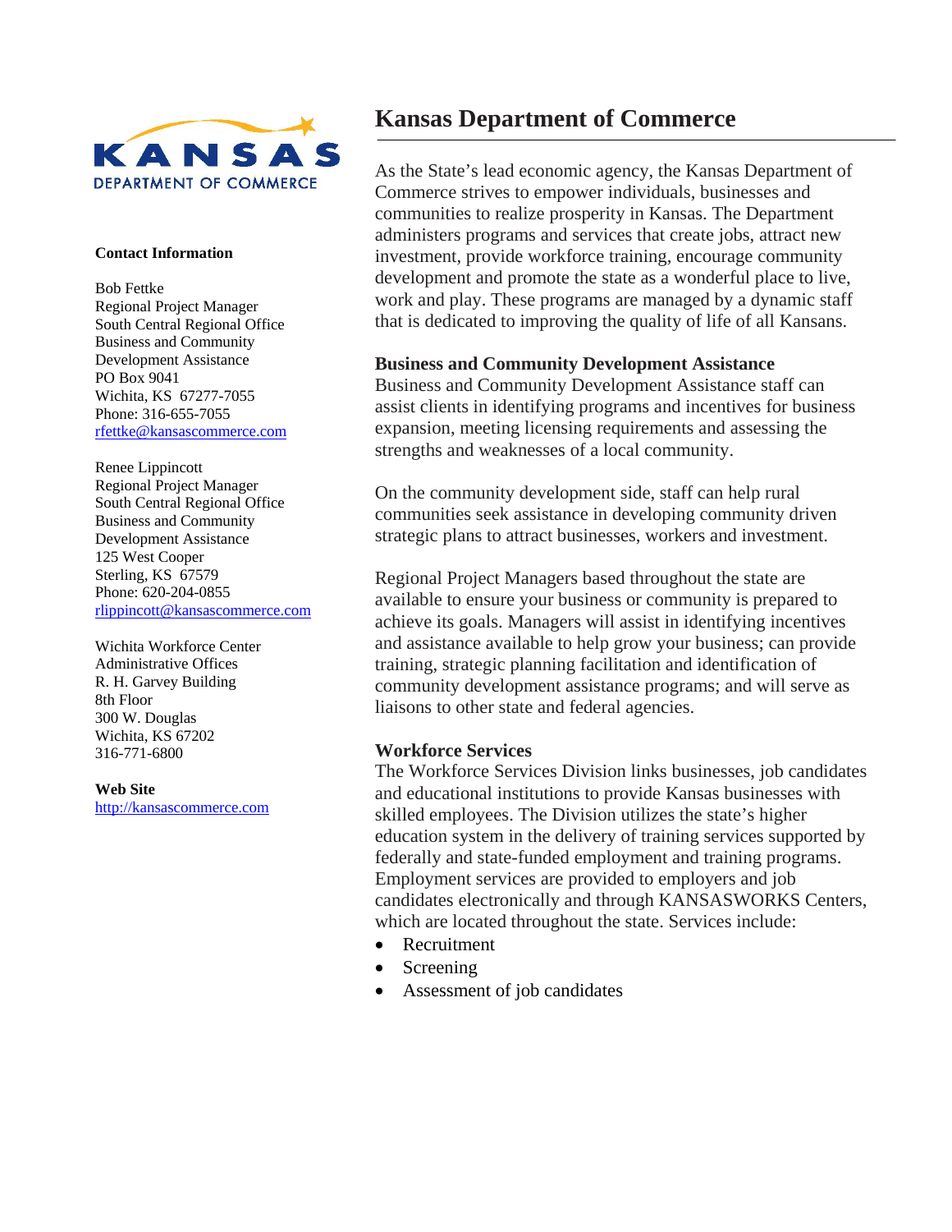# Kansas Department of Commerce

As the State's lead economic agency, the Kansas Department of Commerce strives to empower individuals, businesses and communities to realize prosperity in Kansas. The Department administers programs and services that create jobs, attract new investment, provide workforce training, encourage community development and promote the state as a wonderful place to live, work and play. These programs are managed by a dynamic staff that is dedicated to improving the quality of life of all Kansans.

**Business and Community Development Assistance**
Business and Community Development Assistance staff can assist clients in identifying programs and incentives for business expansion, meeting licensing requirements and assessing the strengths and weaknesses of a local community.

On the community development side, staff can help rural communities seek assistance in developing community driven strategic plans to attract businesses, workers and investment.

Regional Project Managers based throughout the state are available to ensure your business or community is prepared to achieve its goals. Managers will assist in identifying incentives and assistance available to help grow your business; can provide training, strategic planning facilitation and identification of community development assistance programs; and will serve as liaisons to other state and federal agencies.

**Workforce Services**
The Workforce Services Division links businesses, job candidates and educational institutions to provide Kansas businesses with skilled employees. The Division utilizes the state's higher education system in the delivery of training services supported by federally and state-funded employment and training programs. Employment services are provided to employers and job candidates electronically and through KANSASWORKS Centers, which are located throughout the state. Services include:

- Recruitment
- Screening
- Assessment of job candidates

**Contact Information**

Bob Fettke
Regional Project Manager
South Central Regional Office
Business and Community Development Assistance
PO Box 9041
Wichita, KS 67277-7055
Phone: 316-655-7055
rfettke@kansascommerce.com

Renee Lippincott
Regional Project Manager
South Central Regional Office
Business and Community Development Assistance
125 West Cooper
Sterling, KS 67579
Phone: 620-204-0855
rlippincott@kansascommerce.com

Wichita Workforce Center
Administrative Offices
R. H. Garvey Building
8th Floor
300 W. Douglas
Wichita, KS 67202
316-771-6800

**Web Site**
http://kansascommerce.com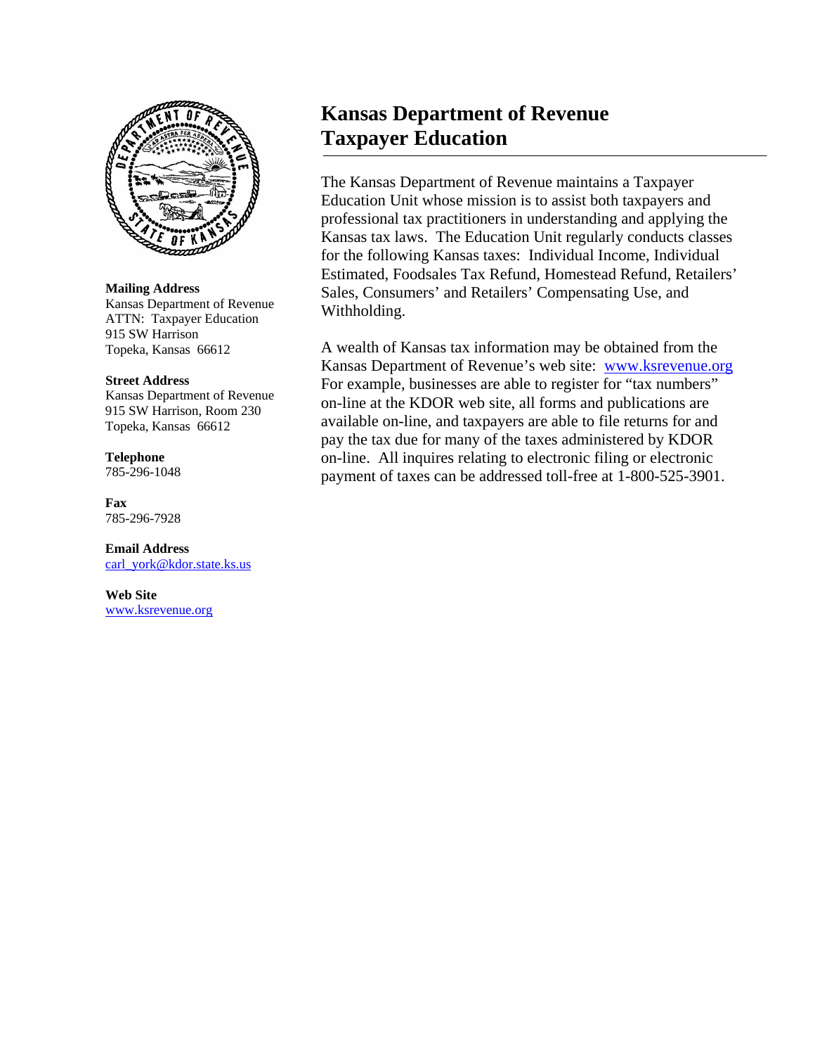# Kansas Department of Revenue Taxpayer Education

The Kansas Department of Revenue maintains a Taxpayer Education Unit whose mission is to assist both taxpayers and professional tax practitioners in understanding and applying the Kansas tax laws. The Education Unit regularly conducts classes for the following Kansas taxes: Individual Income, Individual Estimated, Foodsales Tax Refund, Homestead Refund, Retailers' Sales, Consumers' and Retailers' Compensating Use, and Withholding.

A wealth of Kansas tax information may be obtained from the Kansas Department of Revenue's web site: www.ksrevenue.org For example, businesses are able to register for "tax numbers" on-line at the KDOR web site, all forms and publications are available on-line, and taxpayers are able to file returns for and pay the tax due for many of the taxes administered by KDOR on-line. All inquires relating to electronic filing or electronic payment of taxes can be addressed toll-free at 1-800-525-3901.

**Mailing Address**
Kansas Department of Revenue
ATTN: Taxpayer Education
915 SW Harrison
Topeka, Kansas 66612

**Street Address**
Kansas Department of Revenue
915 SW Harrison, Room 230
Topeka, Kansas 66612

**Telephone**
785-296-1048

**Fax**
785-296-7928

**Email Address**
carl_york@kdor.state.ks.us

**Web Site**
www.ksrevenue.org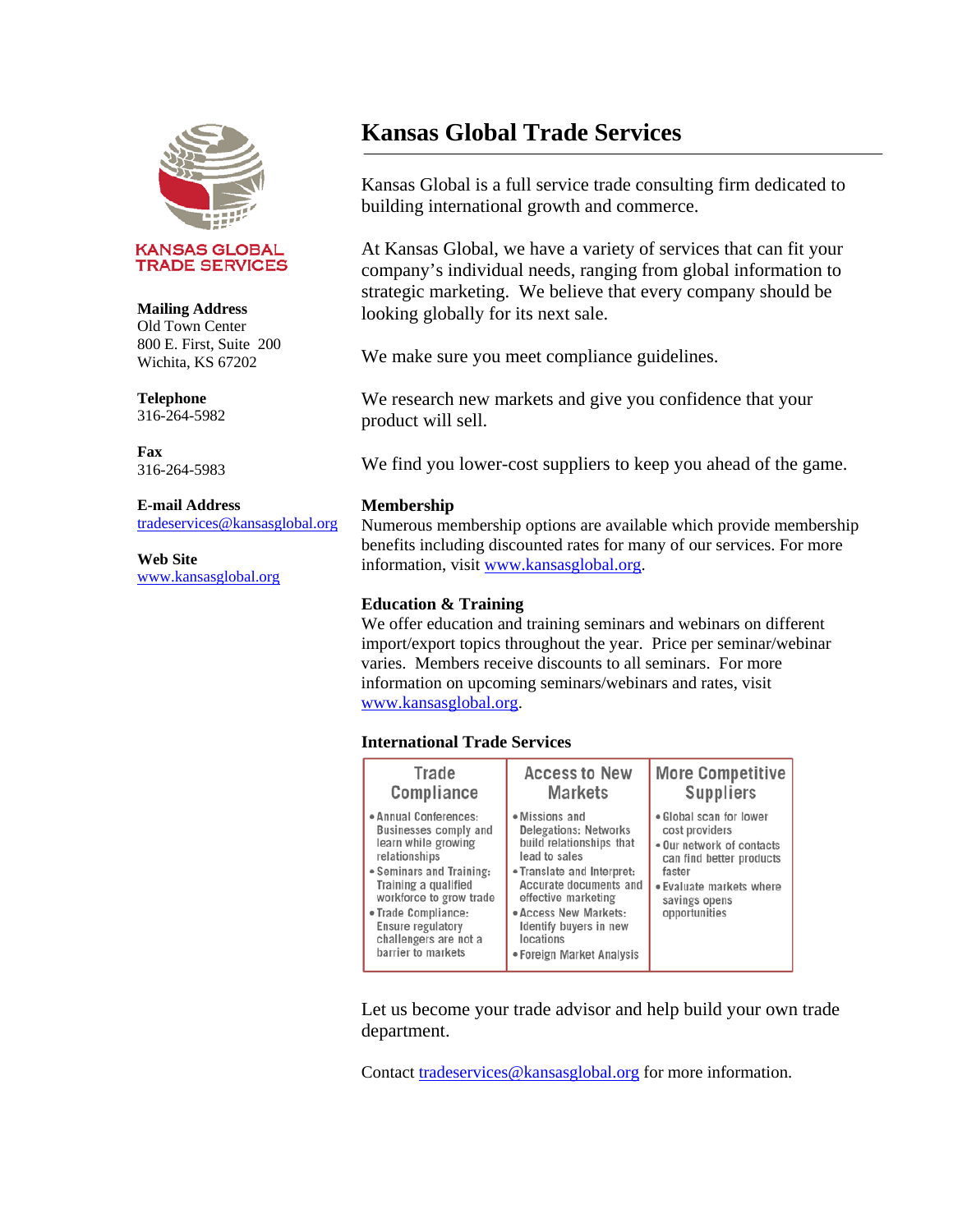KANSAS GLOBAL TRADE SERVICES

**Mailing Address**
Old Town Center
800 E. First, Suite 200
Wichita, KS 67202

**Telephone**
316-264-5982

**Fax**
316-264-5983

**E-mail Address**
tradeservices@kansasglobal.org

**Web Site**
www.kansasglobal.org

# Kansas Global Trade Services

Kansas Global is a full service trade consulting firm dedicated to building international growth and commerce.

At Kansas Global, we have a variety of services that can fit your company's individual needs, ranging from global information to strategic marketing. We believe that every company should be looking globally for its next sale.

We make sure you meet compliance guidelines.

We research new markets and give you confidence that your product will sell.

We find you lower-cost suppliers to keep you ahead of the game.

**Membership**
Numerous membership options are available which provide membership benefits including discounted rates for many of our services. For more information, visit www.kansasglobal.org.

**Education & Training**
We offer education and training seminars and webinars on different import/export topics throughout the year. Price per seminar/webinar varies. Members receive discounts to all seminars. For more information on upcoming seminars/webinars and rates, visit www.kansasglobal.org.

**International Trade Services**

| Trade Compliance | Access to New Markets | More Competitive Suppliers |
|---|---|---|
| • Annual Conferences: Businesses comply and learn while growing relationships<br>• Seminars and Training: Training a qualified workforce to grow trade<br>• Trade Compliance: Ensure regulatory challengers are not a barrier to markets | • Missions and Delegations: Networks build relationships that lead to sales<br>• Translate and Interpret: Accurate documents and effective marketing<br>• Access New Markets: Identify buyers in new locations<br>• Foreign Market Analysis | • Global scan for lower cost providers<br>• Our network of contacts can find better products faster<br>• Evaluate markets where savings opens opportunities |

Let us become your trade advisor and help build your own trade department.

Contact tradeservices@kansasglobal.org for more information.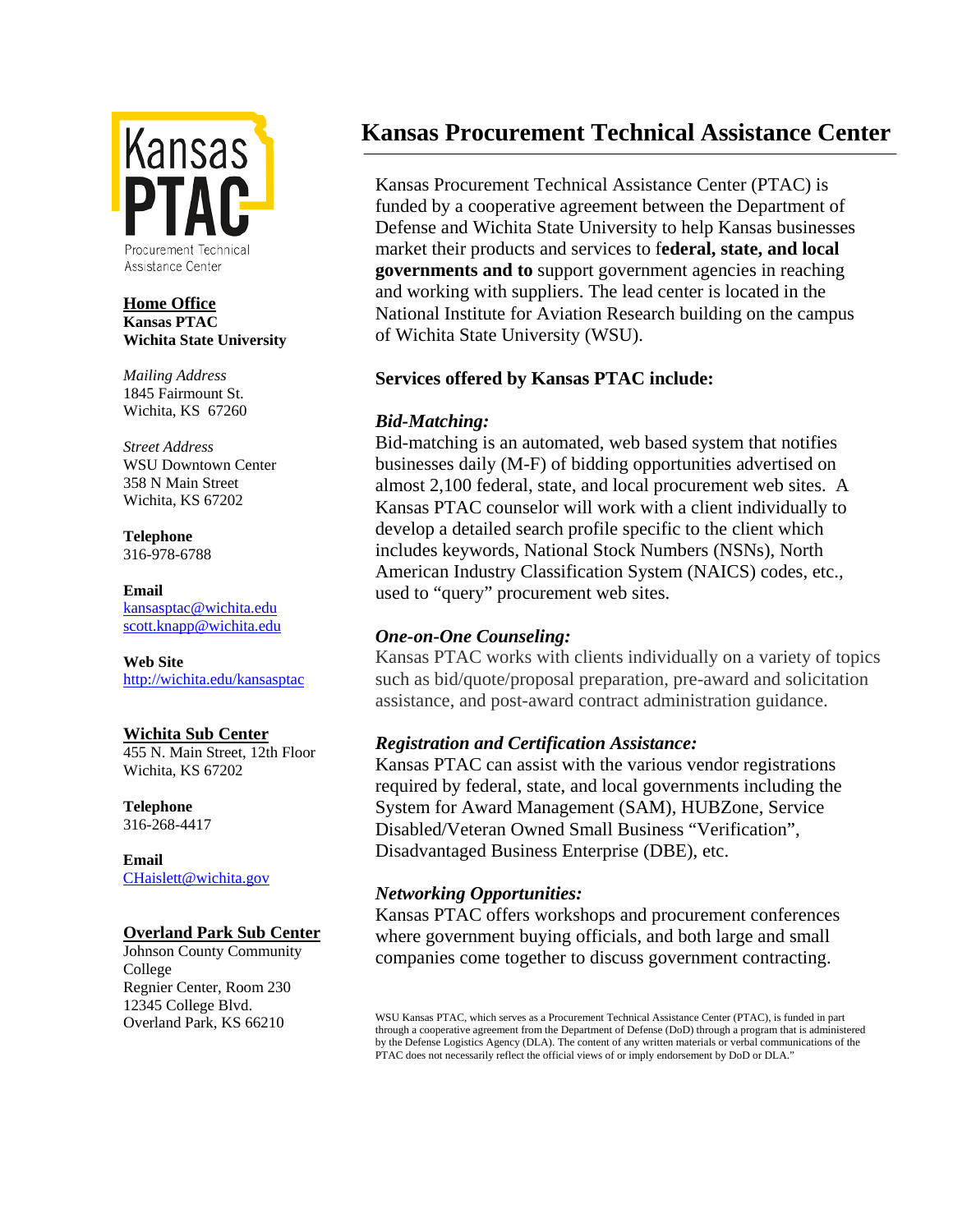Kansas PTAC

Procurement Technical Assistance Center

**Home Office**
**Kansas PTAC**
**Wichita State University**

*Mailing Address*
1845 Fairmount St.
Wichita, KS 67260

*Street Address*
WSU Downtown Center
358 N Main Street
Wichita, KS 67202

**Telephone**
316-978-6788

**Email**
kansasptac@wichita.edu
scott.knapp@wichita.edu

**Web Site**
http://wichita.edu/kansasptac

**Wichita Sub Center**
455 N. Main Street, 12th Floor
Wichita, KS 67202

**Telephone**
316-268-4417

**Email**
CHaislett@wichita.gov

**Overland Park Sub Center**
Johnson County Community College
Regnier Center, Room 230
12345 College Blvd.
Overland Park, KS 66210

# Kansas Procurement Technical Assistance Center

Kansas Procurement Technical Assistance Center (PTAC) is funded by a cooperative agreement between the Department of Defense and Wichita State University to help Kansas businesses market their products and services to f**ederal, state, and local governments and to** support government agencies in reaching and working with suppliers. The lead center is located in the National Institute for Aviation Research building on the campus of Wichita State University (WSU).

**Services offered by Kansas PTAC include:**

***Bid-Matching:***
Bid-matching is an automated, web based system that notifies businesses daily (M-F) of bidding opportunities advertised on almost 2,100 federal, state, and local procurement web sites. A Kansas PTAC counselor will work with a client individually to develop a detailed search profile specific to the client which includes keywords, National Stock Numbers (NSNs), North American Industry Classification System (NAICS) codes, etc., used to "query" procurement web sites.

***One-on-One Counseling:***
Kansas PTAC works with clients individually on a variety of topics such as bid/quote/proposal preparation, pre-award and solicitation assistance, and post-award contract administration guidance.

***Registration and Certification Assistance:***
Kansas PTAC can assist with the various vendor registrations required by federal, state, and local governments including the System for Award Management (SAM), HUBZone, Service Disabled/Veteran Owned Small Business "Verification", Disadvantaged Business Enterprise (DBE), etc.

***Networking Opportunities:***
Kansas PTAC offers workshops and procurement conferences where government buying officials, and both large and small companies come together to discuss government contracting.

WSU Kansas PTAC, which serves as a Procurement Technical Assistance Center (PTAC), is funded in part through a cooperative agreement from the Department of Defense (DoD) through a program that is administered by the Defense Logistics Agency (DLA). The content of any written materials or verbal communications of the PTAC does not necessarily reflect the official views of or imply endorsement by DoD or DLA."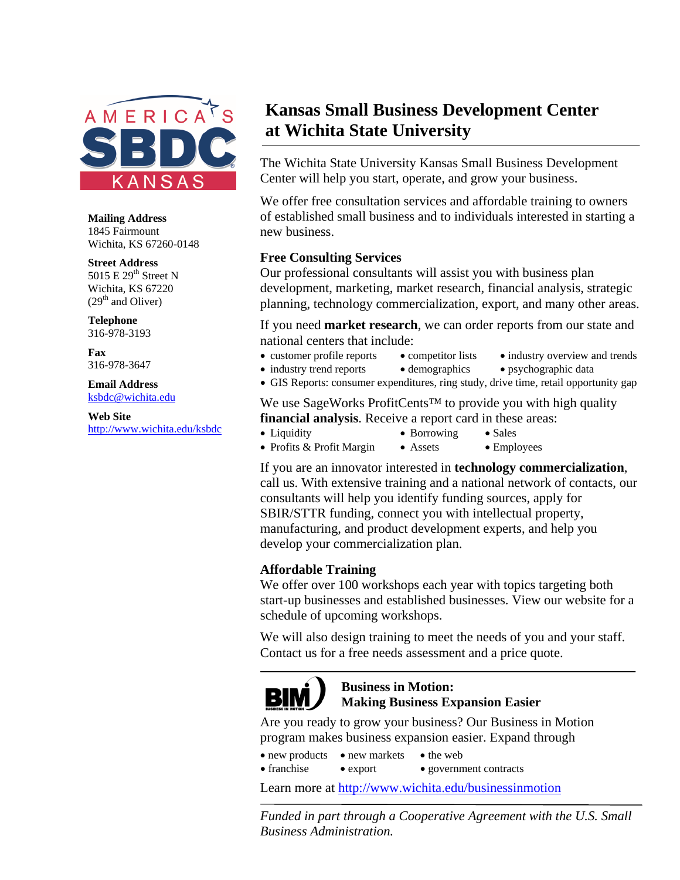# Kansas Small Business Development Center at Wichita State University

**Mailing Address**
1845 Fairmount
Wichita, KS 67260-0148

**Street Address**
5015 E 29th Street N
Wichita, KS 67220
(29th and Oliver)

**Telephone**
316-978-3193

**Fax**
316-978-3647

**Email Address**
ksbdc@wichita.edu

**Web Site**
http://www.wichita.edu/ksbdc

The Wichita State University Kansas Small Business Development Center will help you start, operate, and grow your business.

We offer free consultation services and affordable training to owners of established small business and to individuals interested in starting a new business.

## Free Consulting Services

Our professional consultants will assist you with business plan development, marketing, market research, financial analysis, strategic planning, technology commercialization, export, and many other areas.

If you need **market research**, we can order reports from our state and national centers that include:

- customer profile reports
- competitor lists
- industry overview and trends
- industry trend reports
- demographics
- psychographic data
- GIS Reports: consumer expenditures, ring study, drive time, retail opportunity gap

We use SageWorks ProfitCents™ to provide you with high quality **financial analysis**. Receive a report card in these areas:

- Liquidity
- Borrowing
- Sales
- Profits & Profit Margin
- Assets
- Employees

If you are an innovator interested in **technology commercialization**, call us. With extensive training and a national network of contacts, our consultants will help you identify funding sources, apply for SBIR/STTR funding, connect you with intellectual property, manufacturing, and product development experts, and help you develop your commercialization plan.

## Affordable Training

We offer over 100 workshops each year with topics targeting both start-up businesses and established businesses. View our website for a schedule of upcoming workshops.

We will also design training to meet the needs of you and your staff. Contact us for a free needs assessment and a price quote.

---

### Business in Motion: Making Business Expansion Easier

Are you ready to grow your business? Our Business in Motion program makes business expansion easier. Expand through

- new products
- new markets
- the web
- franchise
- export
- government contracts

Learn more at http://www.wichita.edu/businessinmotion

---

*Funded in part through a Cooperative Agreement with the U.S. Small Business Administration.*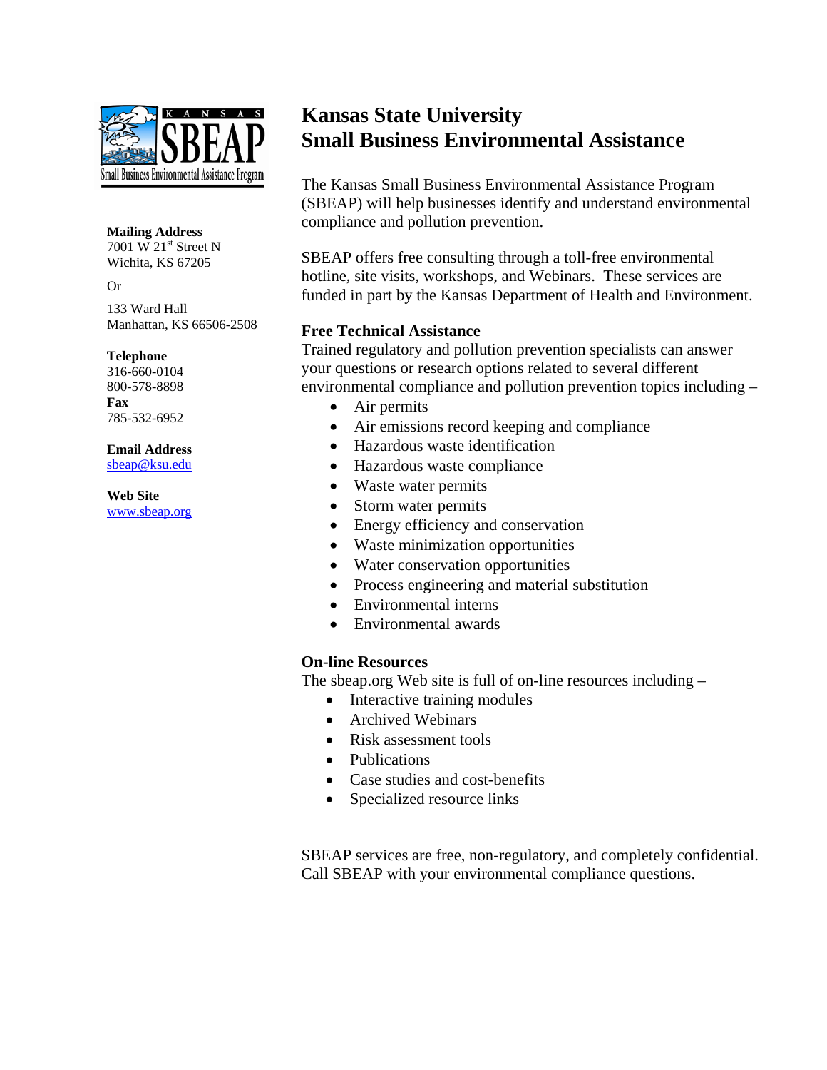# Kansas State University
# Small Business Environmental Assistance

**Mailing Address**
7001 W 21st Street N
Wichita, KS 67205

Or

133 Ward Hall
Manhattan, KS 66506-2508

**Telephone**
316-660-0104
800-578-8898

**Fax**
785-532-6952

**Email Address**
sbeap@ksu.edu

**Web Site**
www.sbeap.org

The Kansas Small Business Environmental Assistance Program (SBEAP) will help businesses identify and understand environmental compliance and pollution prevention.

SBEAP offers free consulting through a toll-free environmental hotline, site visits, workshops, and Webinars. These services are funded in part by the Kansas Department of Health and Environment.

### Free Technical Assistance

Trained regulatory and pollution prevention specialists can answer your questions or research options related to several different environmental compliance and pollution prevention topics including –

- Air permits
- Air emissions record keeping and compliance
- Hazardous waste identification
- Hazardous waste compliance
- Waste water permits
- Storm water permits
- Energy efficiency and conservation
- Waste minimization opportunities
- Water conservation opportunities
- Process engineering and material substitution
- Environmental interns
- Environmental awards

### On-line Resources

The sbeap.org Web site is full of on-line resources including –

- Interactive training modules
- Archived Webinars
- Risk assessment tools
- Publications
- Case studies and cost-benefits
- Specialized resource links

SBEAP services are free, non-regulatory, and completely confidential. Call SBEAP with your environmental compliance questions.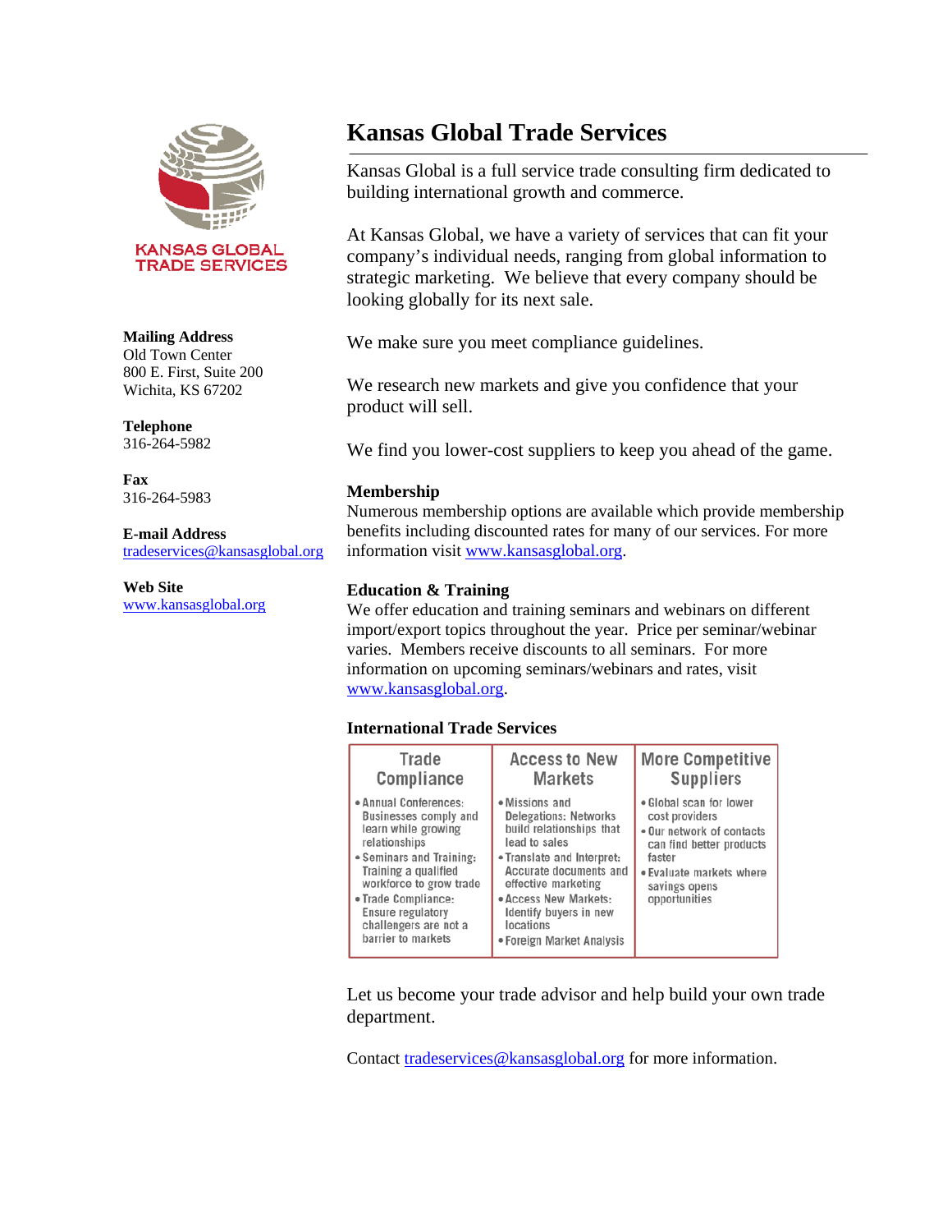KANSAS GLOBAL TRADE SERVICES

**Mailing Address**
Old Town Center
800 E. First, Suite 200
Wichita, KS 67202

**Telephone**
316-264-5982

**Fax**
316-264-5983

**E-mail Address**
tradeservices@kansasglobal.org

**Web Site**
www.kansasglobal.org

# Kansas Global Trade Services

Kansas Global is a full service trade consulting firm dedicated to building international growth and commerce.

At Kansas Global, we have a variety of services that can fit your company's individual needs, ranging from global information to strategic marketing. We believe that every company should be looking globally for its next sale.

We make sure you meet compliance guidelines.

We research new markets and give you confidence that your product will sell.

We find you lower-cost suppliers to keep you ahead of the game.

**Membership**
Numerous membership options are available which provide membership benefits including discounted rates for many of our services. For more information visit www.kansasglobal.org.

**Education & Training**
We offer education and training seminars and webinars on different import/export topics throughout the year. Price per seminar/webinar varies. Members receive discounts to all seminars. For more information on upcoming seminars/webinars and rates, visit www.kansasglobal.org.

**International Trade Services**

| Trade Compliance | Access to New Markets | More Competitive Suppliers |
|---|---|---|
| • Annual Conferences: Businesses comply and learn while growing relationships<br>• Seminars and Training: Training a qualified workforce to grow trade<br>• Trade Compliance: Ensure regulatory challengers are not a barrier to markets | • Missions and Delegations: Networks build relationships that lead to sales<br>• Translate and Interpret: Accurate documents and effective marketing<br>• Access New Markets: Identify buyers in new locations<br>• Foreign Market Analysis | • Global scan for lower cost providers<br>• Our network of contacts can find better products faster<br>• Evaluate markets where savings opens opportunities |

Let us become your trade advisor and help build your own trade department.

Contact tradeservices@kansasglobal.org for more information.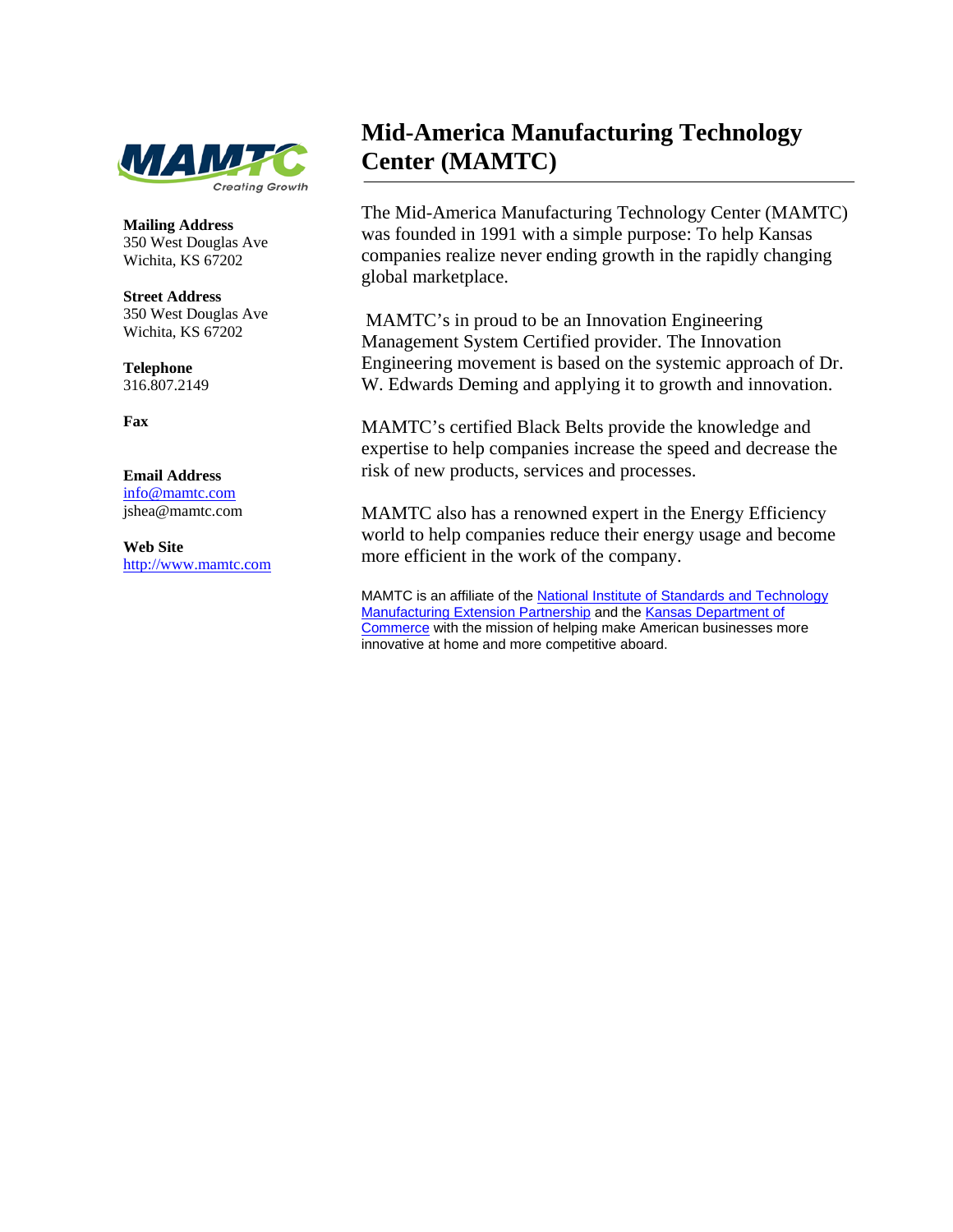# Mid-America Manufacturing Technology Center (MAMTC)

**Mailing Address**
350 West Douglas Ave
Wichita, KS 67202

**Street Address**
350 West Douglas Ave
Wichita, KS 67202

**Telephone**
316.807.2149

**Fax**

**Email Address**
info@mamtc.com
jshea@mamtc.com

**Web Site**
http://www.mamtc.com

The Mid-America Manufacturing Technology Center (MAMTC) was founded in 1991 with a simple purpose: To help Kansas companies realize never ending growth in the rapidly changing global marketplace.

MAMTC's in proud to be an Innovation Engineering Management System Certified provider. The Innovation Engineering movement is based on the systemic approach of Dr. W. Edwards Deming and applying it to growth and innovation.

MAMTC's certified Black Belts provide the knowledge and expertise to help companies increase the speed and decrease the risk of new products, services and processes.

MAMTC also has a renowned expert in the Energy Efficiency world to help companies reduce their energy usage and become more efficient in the work of the company.

MAMTC is an affiliate of the National Institute of Standards and Technology Manufacturing Extension Partnership and the Kansas Department of Commerce with the mission of helping make American businesses more innovative at home and more competitive aboard.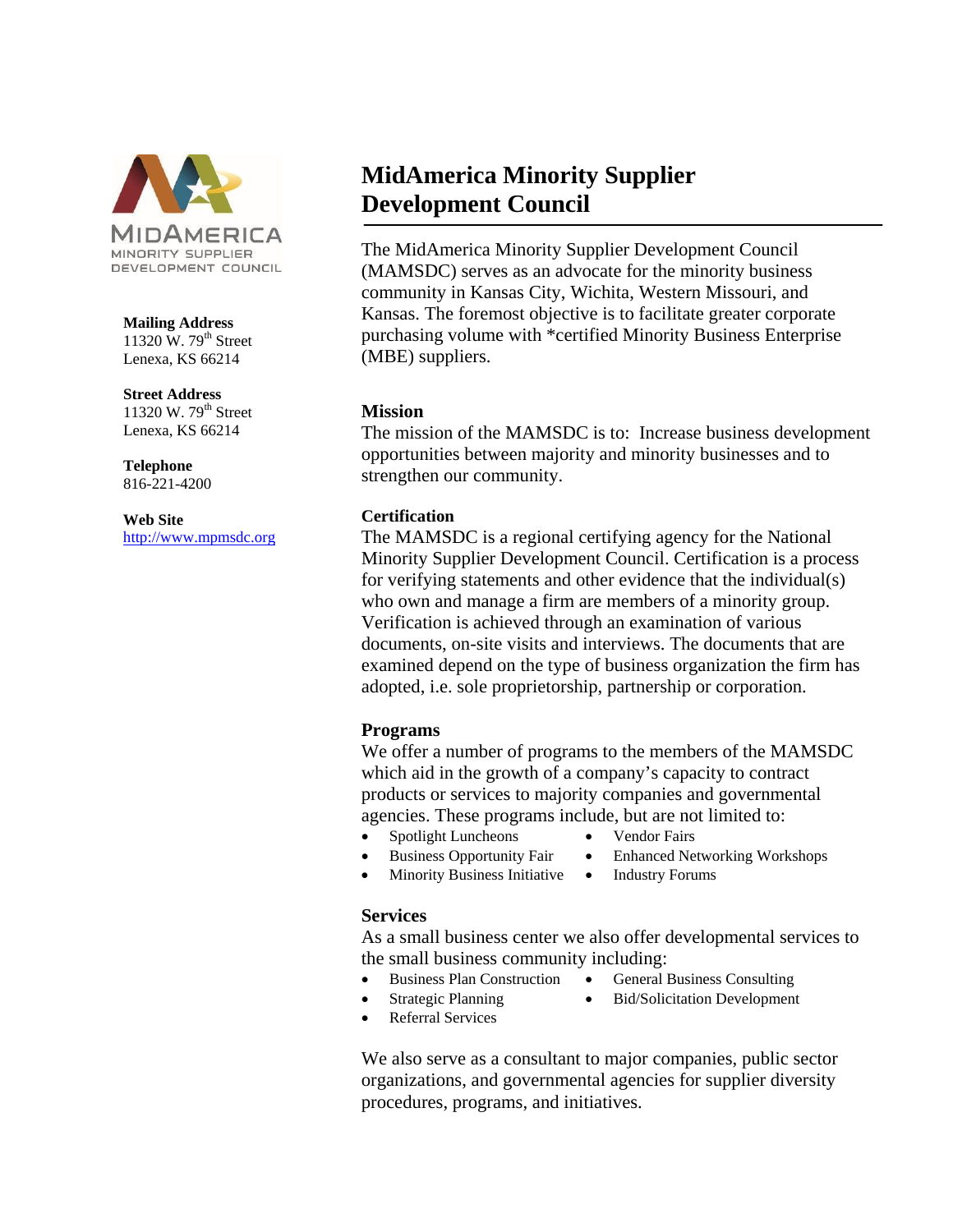MIDAMERICA
MINORITY SUPPLIER
DEVELOPMENT COUNCIL

**Mailing Address**
11320 W. 79th Street
Lenexa, KS 66214

**Street Address**
11320 W. 79th Street
Lenexa, KS 66214

**Telephone**
816-221-4200

**Web Site**
http://www.mpmsdc.org

# MidAmerica Minority Supplier Development Council

The MidAmerica Minority Supplier Development Council (MAMSDC) serves as an advocate for the minority business community in Kansas City, Wichita, Western Missouri, and Kansas. The foremost objective is to facilitate greater corporate purchasing volume with *certified Minority Business Enterprise (MBE) suppliers.

## Mission

The mission of the MAMSDC is to: Increase business development opportunities between majority and minority businesses and to strengthen our community.

## Certification

The MAMSDC is a regional certifying agency for the National Minority Supplier Development Council. Certification is a process for verifying statements and other evidence that the individual(s) who own and manage a firm are members of a minority group. Verification is achieved through an examination of various documents, on-site visits and interviews. The documents that are examined depend on the type of business organization the firm has adopted, i.e. sole proprietorship, partnership or corporation.

## Programs

We offer a number of programs to the members of the MAMSDC which aid in the growth of a company's capacity to contract products or services to majority companies and governmental agencies. These programs include, but are not limited to:

- Spotlight Luncheons
- Business Opportunity Fair
- Minority Business Initiative
- Vendor Fairs
- Enhanced Networking Workshops
- Industry Forums

## Services

As a small business center we also offer developmental services to the small business community including:

- Business Plan Construction
- Strategic Planning
- Referral Services
- General Business Consulting
- Bid/Solicitation Development

We also serve as a consultant to major companies, public sector organizations, and governmental agencies for supplier diversity procedures, programs, and initiatives.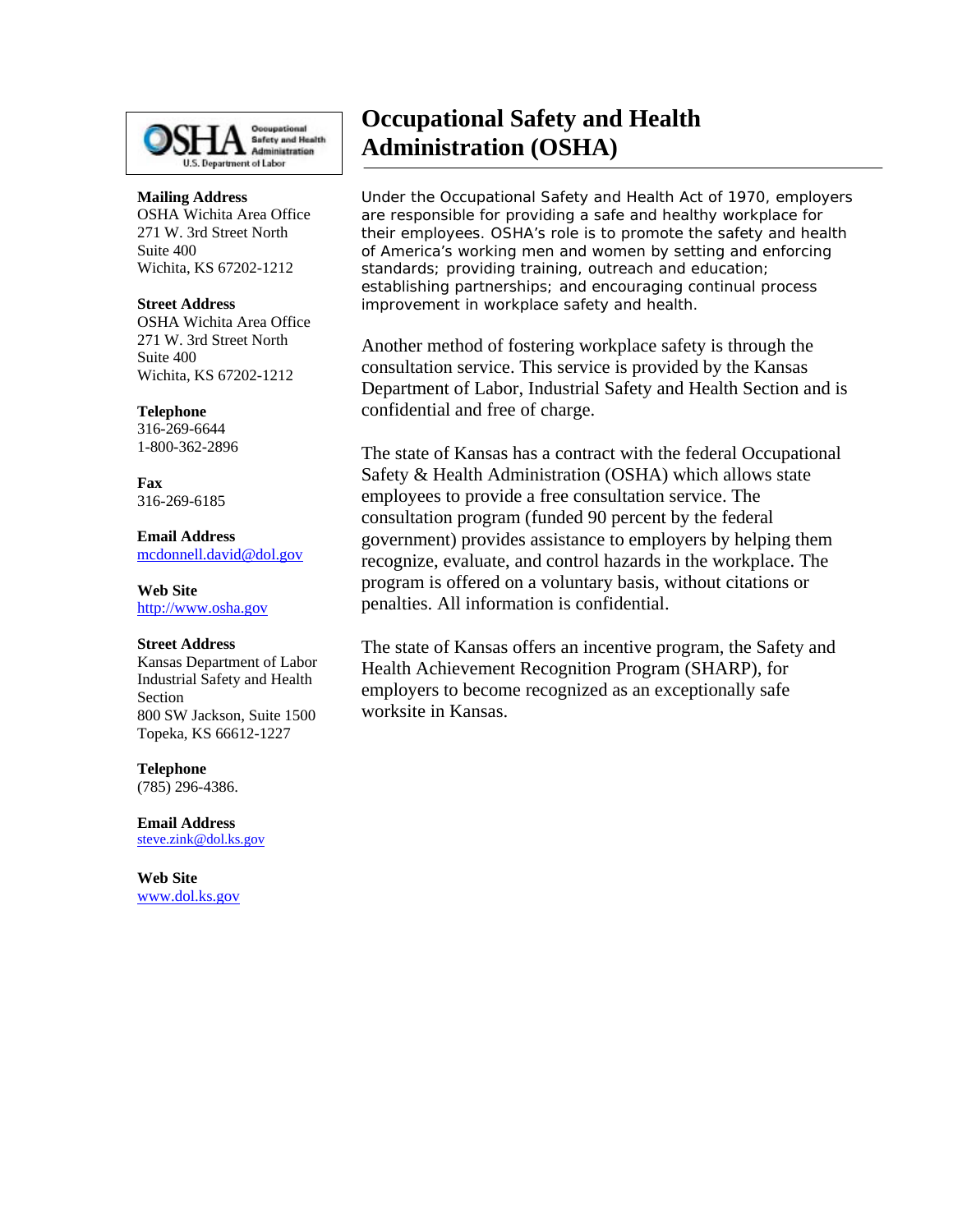# Occupational Safety and Health Administration (OSHA)

**Mailing Address**
OSHA Wichita Area Office
271 W. 3rd Street North
Suite 400
Wichita, KS 67202-1212

**Street Address**
OSHA Wichita Area Office
271 W. 3rd Street North
Suite 400
Wichita, KS 67202-1212

**Telephone**
316-269-6644
1-800-362-2896

**Fax**
316-269-6185

**Email Address**
mcdonnell.david@dol.gov

**Web Site**
http://www.osha.gov

**Street Address**
Kansas Department of Labor
Industrial Safety and Health Section
800 SW Jackson, Suite 1500
Topeka, KS 66612-1227

**Telephone**
(785) 296-4386.

**Email Address**
steve.zink@dol.ks.gov

**Web Site**
www.dol.ks.gov

Under the Occupational Safety and Health Act of 1970, employers are responsible for providing a safe and healthy workplace for their employees. OSHA's role is to promote the safety and health of America's working men and women by setting and enforcing standards; providing training, outreach and education; establishing partnerships; and encouraging continual process improvement in workplace safety and health.

Another method of fostering workplace safety is through the consultation service. This service is provided by the Kansas Department of Labor, Industrial Safety and Health Section and is confidential and free of charge.

The state of Kansas has a contract with the federal Occupational Safety & Health Administration (OSHA) which allows state employees to provide a free consultation service. The consultation program (funded 90 percent by the federal government) provides assistance to employers by helping them recognize, evaluate, and control hazards in the workplace. The program is offered on a voluntary basis, without citations or penalties. All information is confidential.

The state of Kansas offers an incentive program, the Safety and Health Achievement Recognition Program (SHARP), for employers to become recognized as an exceptionally safe worksite in Kansas.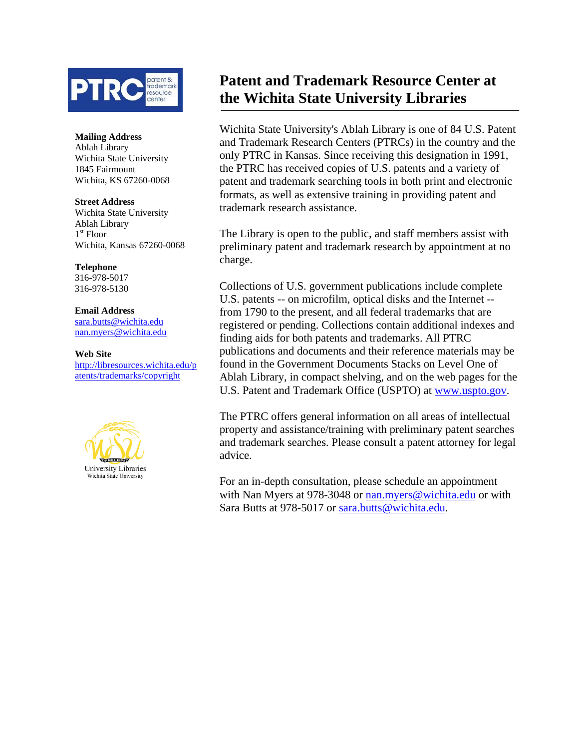# Patent and Trademark Resource Center at the Wichita State University Libraries

**Mailing Address**
Ablah Library
Wichita State University
1845 Fairmount
Wichita, KS 67260-0068

**Street Address**
Wichita State University
Ablah Library
1st Floor
Wichita, Kansas 67260-0068

**Telephone**
316-978-5017
316-978-5130

**Email Address**
sara.butts@wichita.edu
nan.myers@wichita.edu

**Web Site**
http://libresources.wichita.edu/patents/trademarks/copyright

Wichita State University's Ablah Library is one of 84 U.S. Patent and Trademark Research Centers (PTRCs) in the country and the only PTRC in Kansas. Since receiving this designation in 1991, the PTRC has received copies of U.S. patents and a variety of patent and trademark searching tools in both print and electronic formats, as well as extensive training in providing patent and trademark research assistance.

The Library is open to the public, and staff members assist with preliminary patent and trademark research by appointment at no charge.

Collections of U.S. government publications include complete U.S. patents -- on microfilm, optical disks and the Internet -- from 1790 to the present, and all federal trademarks that are registered or pending. Collections contain additional indexes and finding aids for both patents and trademarks. All PTRC publications and documents and their reference materials may be found in the Government Documents Stacks on Level One of Ablah Library, in compact shelving, and on the web pages for the U.S. Patent and Trademark Office (USPTO) at www.uspto.gov.

The PTRC offers general information on all areas of intellectual property and assistance/training with preliminary patent searches and trademark searches. Please consult a patent attorney for legal advice.

For an in-depth consultation, please schedule an appointment with Nan Myers at 978-3048 or nan.myers@wichita.edu or with Sara Butts at 978-5017 or sara.butts@wichita.edu.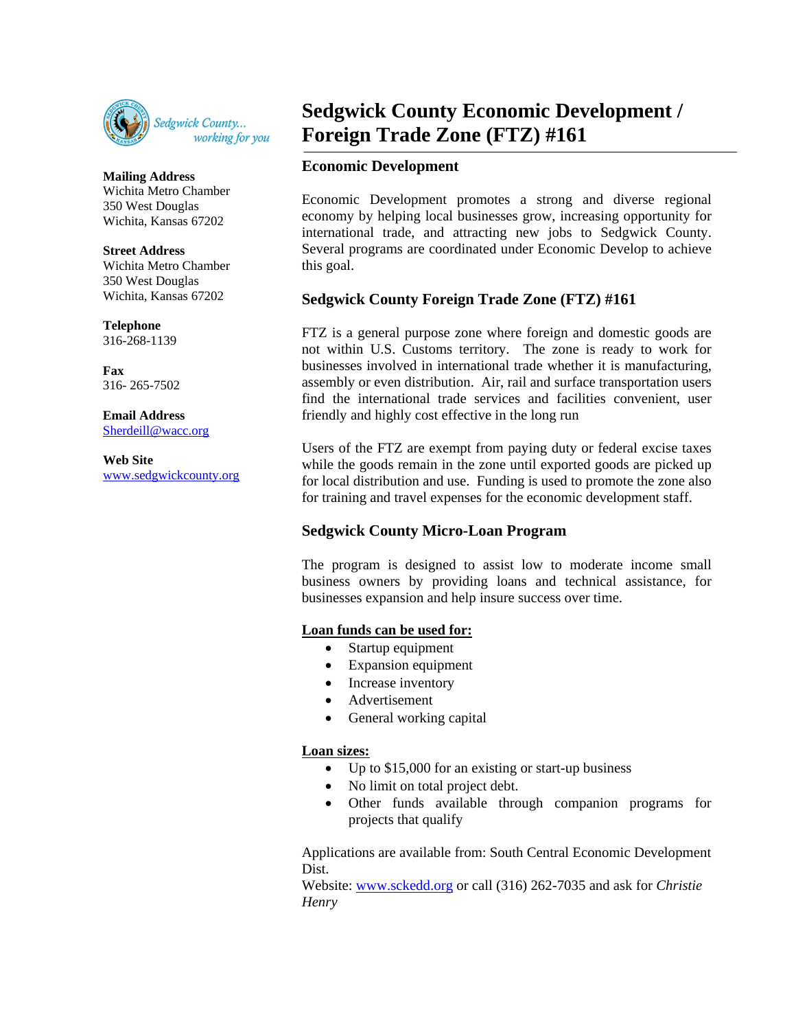# Sedgwick County Economic Development / Foreign Trade Zone (FTZ) #161

**Mailing Address**
Wichita Metro Chamber
350 West Douglas
Wichita, Kansas 67202

**Street Address**
Wichita Metro Chamber
350 West Douglas
Wichita, Kansas 67202

**Telephone**
316-268-1139

**Fax**
316- 265-7502

**Email Address**
Sherdeill@wacc.org

**Web Site**
www.sedgwickcounty.org

## Economic Development

Economic Development promotes a strong and diverse regional economy by helping local businesses grow, increasing opportunity for international trade, and attracting new jobs to Sedgwick County. Several programs are coordinated under Economic Develop to achieve this goal.

## Sedgwick County Foreign Trade Zone (FTZ) #161

FTZ is a general purpose zone where foreign and domestic goods are not within U.S. Customs territory. The zone is ready to work for businesses involved in international trade whether it is manufacturing, assembly or even distribution. Air, rail and surface transportation users find the international trade services and facilities convenient, user friendly and highly cost effective in the long run

Users of the FTZ are exempt from paying duty or federal excise taxes while the goods remain in the zone until exported goods are picked up for local distribution and use. Funding is used to promote the zone also for training and travel expenses for the economic development staff.

## Sedgwick County Micro-Loan Program

The program is designed to assist low to moderate income small business owners by providing loans and technical assistance, for businesses expansion and help insure success over time.

**Loan funds can be used for:**

- Startup equipment
- Expansion equipment
- Increase inventory
- Advertisement
- General working capital

**Loan sizes:**

- Up to $15,000 for an existing or start-up business
- No limit on total project debt.
- Other funds available through companion programs for projects that qualify

Applications are available from: South Central Economic Development Dist.
Website: www.sckedd.org or call (316) 262-7035 and ask for *Christie Henry*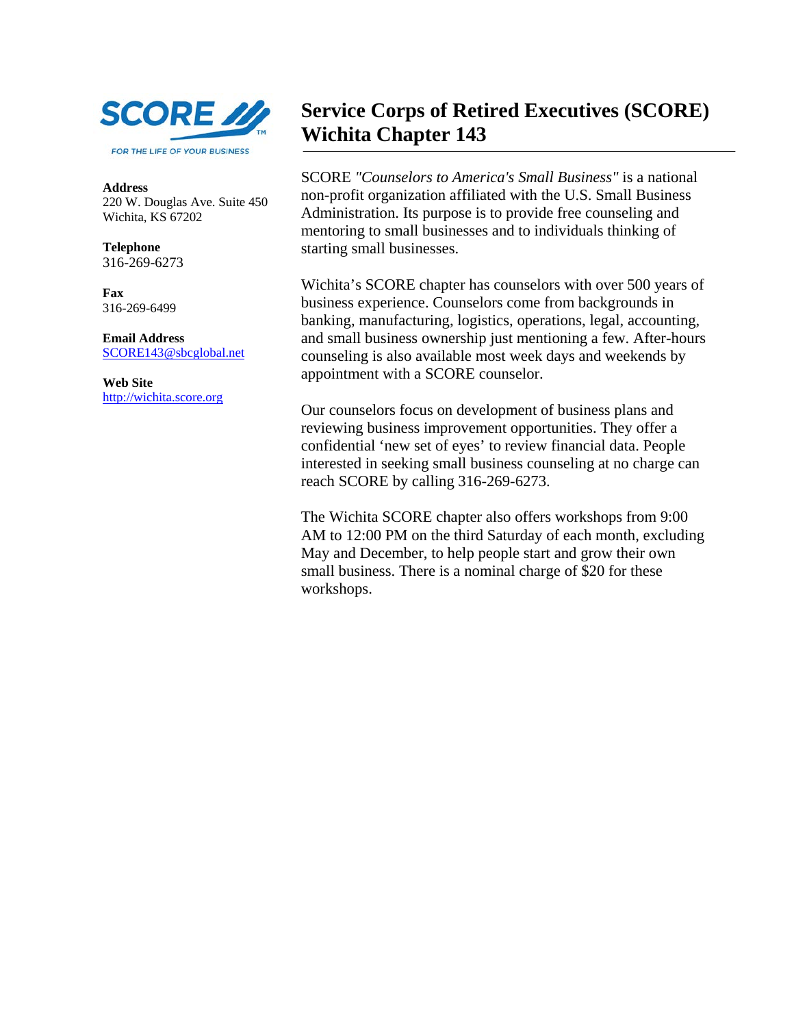# Service Corps of Retired Executives (SCORE) Wichita Chapter 143

**Address**
220 W. Douglas Ave. Suite 450
Wichita, KS 67202

**Telephone**
316-269-6273

**Fax**
316-269-6499

**Email Address**
SCORE143@sbcglobal.net

**Web Site**
http://wichita.score.org

SCORE *"Counselors to America's Small Business"* is a national non-profit organization affiliated with the U.S. Small Business Administration. Its purpose is to provide free counseling and mentoring to small businesses and to individuals thinking of starting small businesses.

Wichita's SCORE chapter has counselors with over 500 years of business experience. Counselors come from backgrounds in banking, manufacturing, logistics, operations, legal, accounting, and small business ownership just mentioning a few. After-hours counseling is also available most week days and weekends by appointment with a SCORE counselor.

Our counselors focus on development of business plans and reviewing business improvement opportunities. They offer a confidential 'new set of eyes' to review financial data. People interested in seeking small business counseling at no charge can reach SCORE by calling 316-269-6273.

The Wichita SCORE chapter also offers workshops from 9:00 AM to 12:00 PM on the third Saturday of each month, excluding May and December, to help people start and grow their own small business. There is a nominal charge of $20 for these workshops.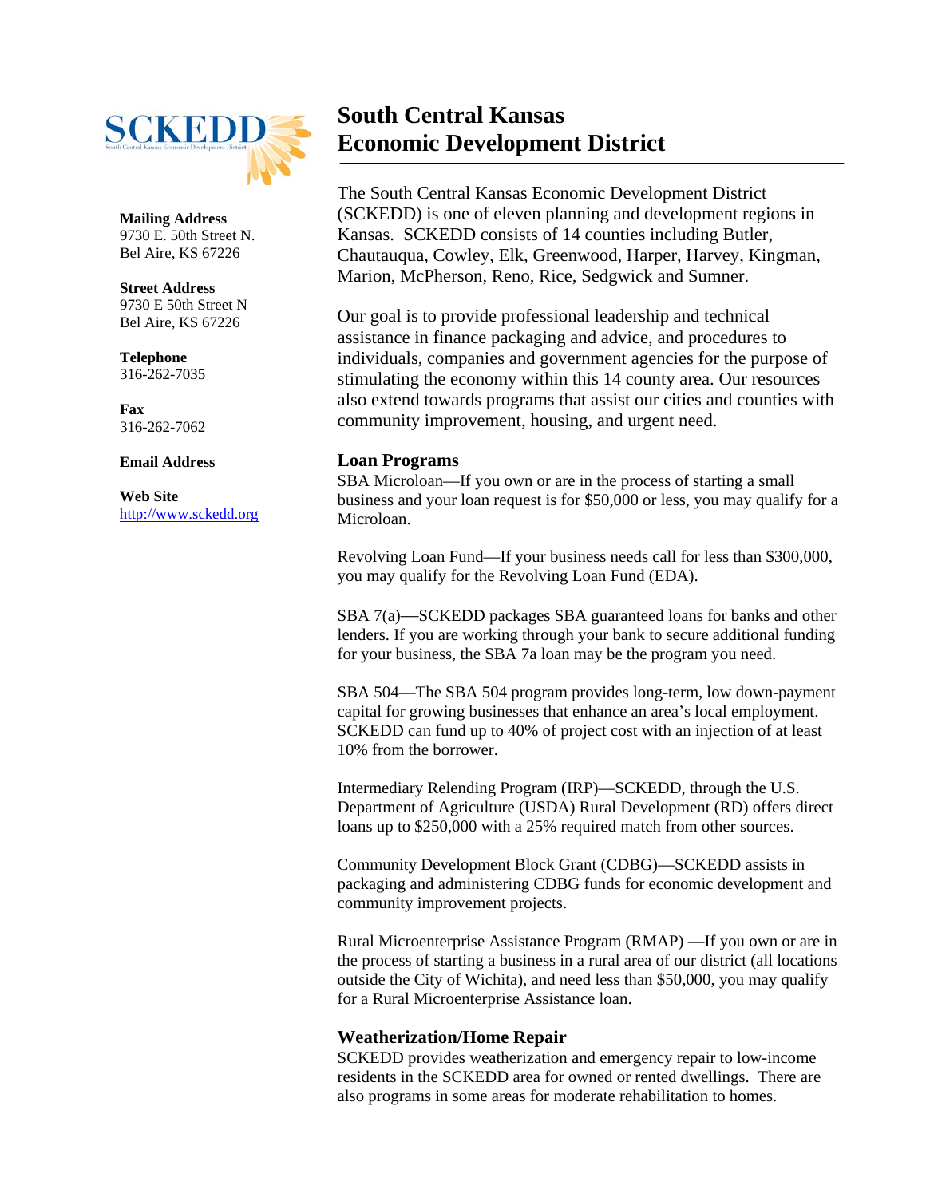# South Central Kansas Economic Development District

**Mailing Address**
9730 E. 50th Street N.
Bel Aire, KS 67226

**Street Address**
9730 E 50th Street N
Bel Aire, KS 67226

**Telephone**
316-262-7035

**Fax**
316-262-7062

**Email Address**

**Web Site**
http://www.sckedd.org

The South Central Kansas Economic Development District (SCKEDD) is one of eleven planning and development regions in Kansas. SCKEDD consists of 14 counties including Butler, Chautauqua, Cowley, Elk, Greenwood, Harper, Harvey, Kingman, Marion, McPherson, Reno, Rice, Sedgwick and Sumner.

Our goal is to provide professional leadership and technical assistance in finance packaging and advice, and procedures to individuals, companies and government agencies for the purpose of stimulating the economy within this 14 county area. Our resources also extend towards programs that assist our cities and counties with community improvement, housing, and urgent need.

## Loan Programs

SBA Microloan—If you own or are in the process of starting a small business and your loan request is for $50,000 or less, you may qualify for a Microloan.

Revolving Loan Fund—If your business needs call for less than $300,000, you may qualify for the Revolving Loan Fund (EDA).

SBA 7(a)—SCKEDD packages SBA guaranteed loans for banks and other lenders. If you are working through your bank to secure additional funding for your business, the SBA 7a loan may be the program you need.

SBA 504—The SBA 504 program provides long-term, low down-payment capital for growing businesses that enhance an area's local employment. SCKEDD can fund up to 40% of project cost with an injection of at least 10% from the borrower.

Intermediary Relending Program (IRP)—SCKEDD, through the U.S. Department of Agriculture (USDA) Rural Development (RD) offers direct loans up to $250,000 with a 25% required match from other sources.

Community Development Block Grant (CDBG)—SCKEDD assists in packaging and administering CDBG funds for economic development and community improvement projects.

Rural Microenterprise Assistance Program (RMAP) —If you own or are in the process of starting a business in a rural area of our district (all locations outside the City of Wichita), and need less than $50,000, you may qualify for a Rural Microenterprise Assistance loan.

## Weatherization/Home Repair

SCKEDD provides weatherization and emergency repair to low-income residents in the SCKEDD area for owned or rented dwellings. There are also programs in some areas for moderate rehabilitation to homes.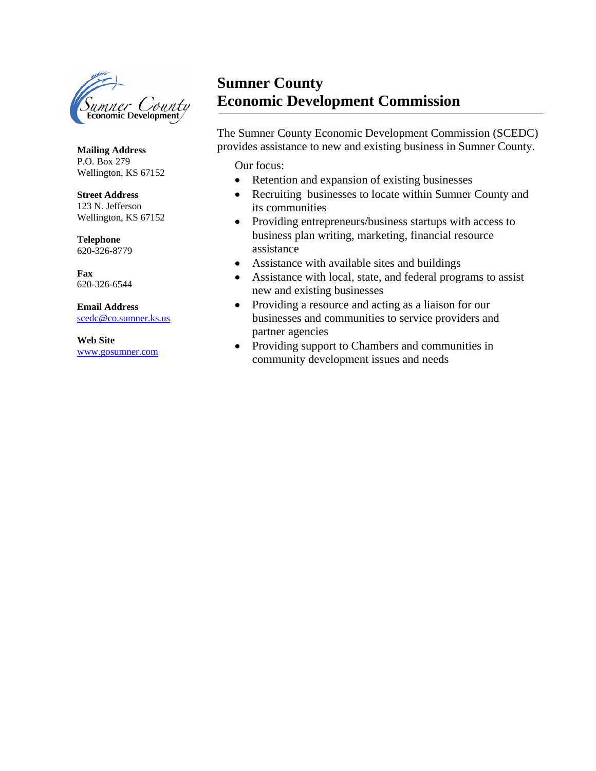# Sumner County Economic Development Commission

**Mailing Address**
P.O. Box 279
Wellington, KS 67152

**Street Address**
123 N. Jefferson
Wellington, KS 67152

**Telephone**
620-326-8779

**Fax**
620-326-6544

**Email Address**
scedc@co.sumner.ks.us

**Web Site**
www.gosumner.com

The Sumner County Economic Development Commission (SCEDC) provides assistance to new and existing business in Sumner County.

Our focus:

- Retention and expansion of existing businesses
- Recruiting businesses to locate within Sumner County and its communities
- Providing entrepreneurs/business startups with access to business plan writing, marketing, financial resource assistance
- Assistance with available sites and buildings
- Assistance with local, state, and federal programs to assist new and existing businesses
- Providing a resource and acting as a liaison for our businesses and communities to service providers and partner agencies
- Providing support to Chambers and communities in community development issues and needs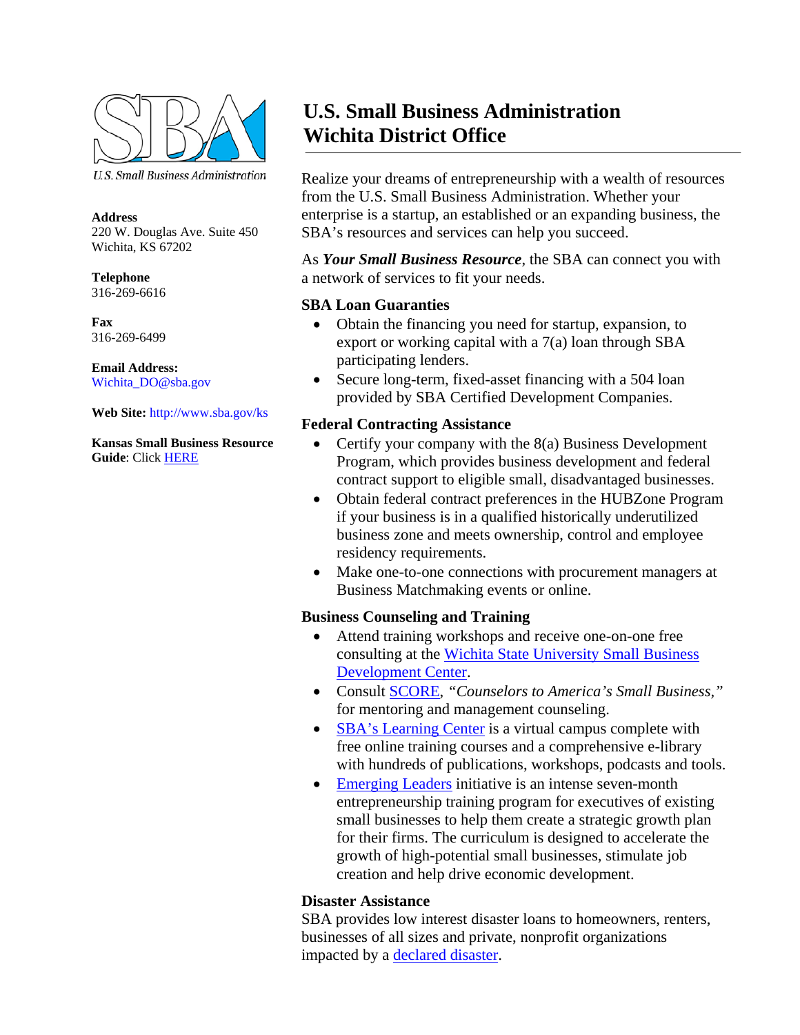U.S. Small Business Administration

**Address**
220 W. Douglas Ave. Suite 450
Wichita, KS 67202

**Telephone**
316-269-6616

**Fax**
316-269-6499

**Email Address:**
Wichita_DO@sba.gov

**Web Site:** http://www.sba.gov/ks

**Kansas Small Business Resource Guide**: Click HERE

# U.S. Small Business Administration Wichita District Office

Realize your dreams of entrepreneurship with a wealth of resources from the U.S. Small Business Administration. Whether your enterprise is a startup, an established or an expanding business, the SBA's resources and services can help you succeed.

As ***Your Small Business Resource***, the SBA can connect you with a network of services to fit your needs.

### SBA Loan Guarantees

- Obtain the financing you need for startup, expansion, to export or working capital with a 7(a) loan through SBA participating lenders.
- Secure long-term, fixed-asset financing with a 504 loan provided by SBA Certified Development Companies.

### Federal Contracting Assistance

- Certify your company with the 8(a) Business Development Program, which provides business development and federal contract support to eligible small, disadvantaged businesses.
- Obtain federal contract preferences in the HUBZone Program if your business is in a qualified historically underutilized business zone and meets ownership, control and employee residency requirements.
- Make one-to-one connections with procurement managers at Business Matchmaking events or online.

### Business Counseling and Training

- Attend training workshops and receive one-on-one free consulting at the Wichita State University Small Business Development Center.
- Consult SCORE, *"Counselors to America's Small Business,"* for mentoring and management counseling.
- SBA's Learning Center is a virtual campus complete with free online training courses and a comprehensive e-library with hundreds of publications, workshops, podcasts and tools.
- Emerging Leaders initiative is an intense seven-month entrepreneurship training program for executives of existing small businesses to help them create a strategic growth plan for their firms. The curriculum is designed to accelerate the growth of high-potential small businesses, stimulate job creation and help drive economic development.

### Disaster Assistance

SBA provides low interest disaster loans to homeowners, renters, businesses of all sizes and private, nonprofit organizations impacted by a declared disaster.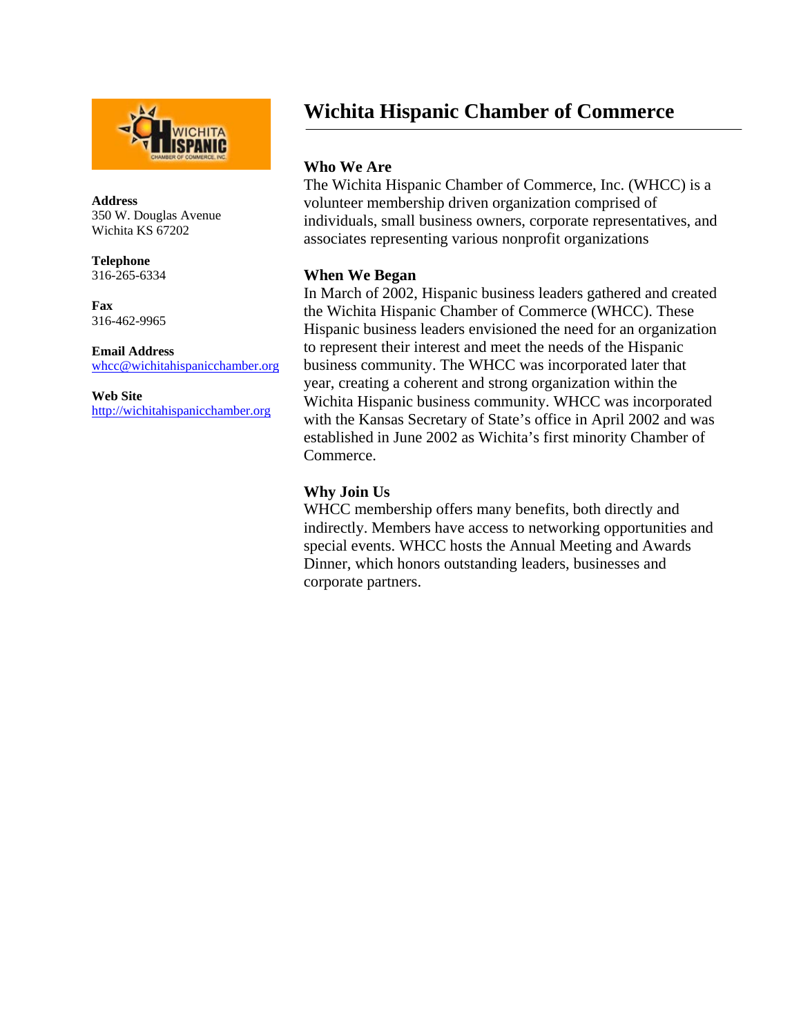# Wichita Hispanic Chamber of Commerce

**Address**
350 W. Douglas Avenue
Wichita KS 67202

**Telephone**
316-265-6334

**Fax**
316-462-9965

**Email Address**
whcc@wichitahispanicchamber.org

**Web Site**
http://wichitahispanicchamber.org

### Who We Are

The Wichita Hispanic Chamber of Commerce, Inc. (WHCC) is a volunteer membership driven organization comprised of individuals, small business owners, corporate representatives, and associates representing various nonprofit organizations

### When We Began

In March of 2002, Hispanic business leaders gathered and created the Wichita Hispanic Chamber of Commerce (WHCC). These Hispanic business leaders envisioned the need for an organization to represent their interest and meet the needs of the Hispanic business community. The WHCC was incorporated later that year, creating a coherent and strong organization within the Wichita Hispanic business community. WHCC was incorporated with the Kansas Secretary of State's office in April 2002 and was established in June 2002 as Wichita's first minority Chamber of Commerce.

### Why Join Us

WHCC membership offers many benefits, both directly and indirectly. Members have access to networking opportunities and special events. WHCC hosts the Annual Meeting and Awards Dinner, which honors outstanding leaders, businesses and corporate partners.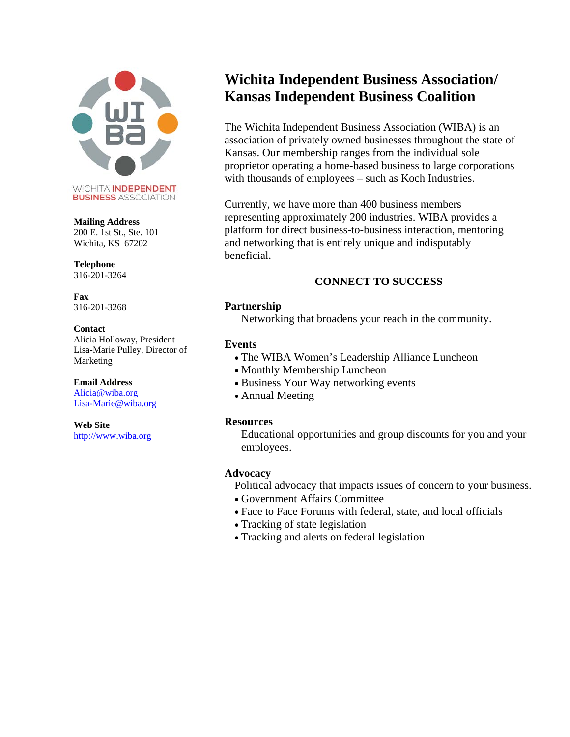WICHITA INDEPENDENT BUSINESS ASSOCIATION

**Mailing Address**
200 E. 1st St., Ste. 101
Wichita, KS 67202

**Telephone**
316-201-3264

**Fax**
316-201-3268

**Contact**
Alicia Holloway, President
Lisa-Marie Pulley, Director of Marketing

**Email Address**
Alicia@wiba.org
Lisa-Marie@wiba.org

**Web Site**
http://www.wiba.org

# Wichita Independent Business Association/ Kansas Independent Business Coalition

The Wichita Independent Business Association (WIBA) is an association of privately owned businesses throughout the state of Kansas. Our membership ranges from the individual sole proprietor operating a home-based business to large corporations with thousands of employees – such as Koch Industries.

Currently, we have more than 400 business members representing approximately 200 industries. WIBA provides a platform for direct business-to-business interaction, mentoring and networking that is entirely unique and indisputably beneficial.

## CONNECT TO SUCCESS

### Partnership

Networking that broadens your reach in the community.

### Events

- The WIBA Women's Leadership Alliance Luncheon
- Monthly Membership Luncheon
- Business Your Way networking events
- Annual Meeting

### Resources

Educational opportunities and group discounts for you and your employees.

### Advocacy

Political advocacy that impacts issues of concern to your business.

- Government Affairs Committee
- Face to Face Forums with federal, state, and local officials
- Tracking of state legislation
- Tracking and alerts on federal legislation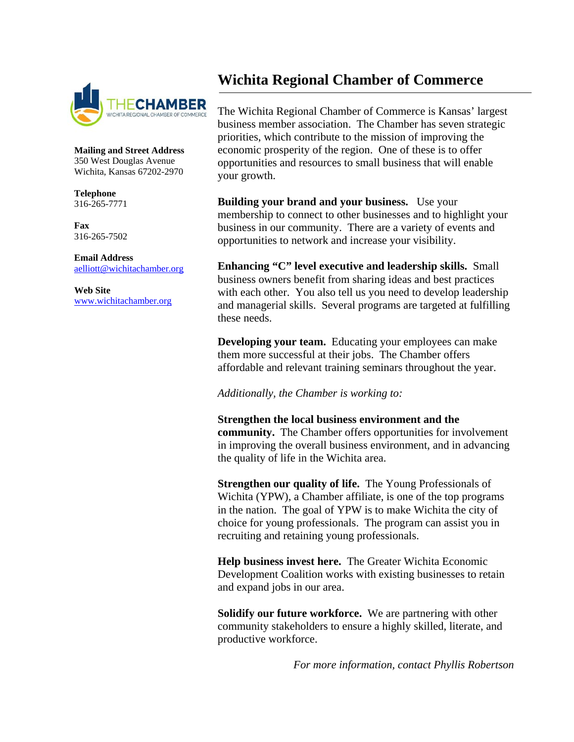# Wichita Regional Chamber of Commerce

THECHAMBER
WICHITA REGIONAL CHAMBER OF COMMERCE

**Mailing and Street Address**
350 West Douglas Avenue
Wichita, Kansas 67202-2970

**Telephone**
316-265-7771

**Fax**
316-265-7502

**Email Address**
aelliott@wichitachamber.org

**Web Site**
www.wichitachamber.org

The Wichita Regional Chamber of Commerce is Kansas' largest business member association. The Chamber has seven strategic priorities, which contribute to the mission of improving the economic prosperity of the region. One of these is to offer opportunities and resources to small business that will enable your growth.

**Building your brand and your business.** Use your membership to connect to other businesses and to highlight your business in our community. There are a variety of events and opportunities to network and increase your visibility.

**Enhancing "C" level executive and leadership skills.** Small business owners benefit from sharing ideas and best practices with each other. You also tell us you need to develop leadership and managerial skills. Several programs are targeted at fulfilling these needs.

**Developing your team.** Educating your employees can make them more successful at their jobs. The Chamber offers affordable and relevant training seminars throughout the year.

*Additionally, the Chamber is working to:*

**Strengthen the local business environment and the community.** The Chamber offers opportunities for involvement in improving the overall business environment, and in advancing the quality of life in the Wichita area.

**Strengthen our quality of life.** The Young Professionals of Wichita (YPW), a Chamber affiliate, is one of the top programs in the nation. The goal of YPW is to make Wichita the city of choice for young professionals. The program can assist you in recruiting and retaining young professionals.

**Help business invest here.** The Greater Wichita Economic Development Coalition works with existing businesses to retain and expand jobs in our area.

**Solidify our future workforce.** We are partnering with other community stakeholders to ensure a highly skilled, literate, and productive workforce.

*For more information, contact Phyllis Robertson*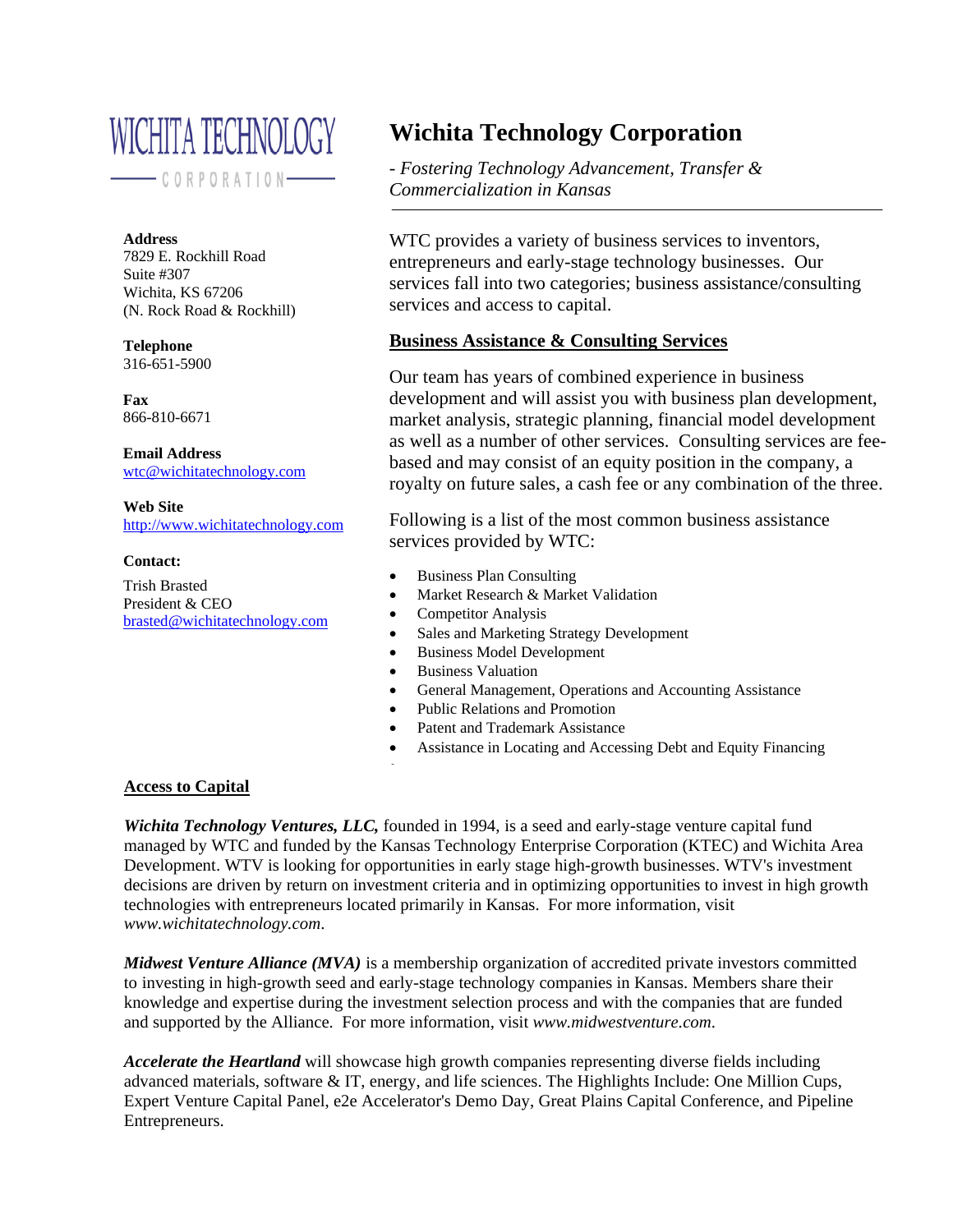WICHITA TECHNOLOGY CORPORATION

**Address**
7829 E. Rockhill Road
Suite #307
Wichita, KS 67206
(N. Rock Road & Rockhill)

**Telephone**
316-651-5900

**Fax**
866-810-6671

**Email Address**
wtc@wichitatechnology.com

**Web Site**
http://www.wichitatechnology.com

**Contact:**

Trish Brasted
President & CEO
brasted@wichitatechnology.com

# Wichita Technology Corporation

*- Fostering Technology Advancement, Transfer & Commercialization in Kansas*

WTC provides a variety of business services to inventors, entrepreneurs and early-stage technology businesses. Our services fall into two categories; business assistance/consulting services and access to capital.

## Business Assistance & Consulting Services

Our team has years of combined experience in business development and will assist you with business plan development, market analysis, strategic planning, financial model development as well as a number of other services. Consulting services are fee-based and may consist of an equity position in the company, a royalty on future sales, a cash fee or any combination of the three.

Following is a list of the most common business assistance services provided by WTC:

- Business Plan Consulting
- Market Research & Market Validation
- Competitor Analysis
- Sales and Marketing Strategy Development
- Business Model Development
- Business Valuation
- General Management, Operations and Accounting Assistance
- Public Relations and Promotion
- Patent and Trademark Assistance
- Assistance in Locating and Accessing Debt and Equity Financing

## Access to Capital

***Wichita Technology Ventures, LLC,*** founded in 1994, is a seed and early-stage venture capital fund managed by WTC and funded by the Kansas Technology Enterprise Corporation (KTEC) and Wichita Area Development. WTV is looking for opportunities in early stage high-growth businesses. WTV's investment decisions are driven by return on investment criteria and in optimizing opportunities to invest in high growth technologies with entrepreneurs located primarily in Kansas. For more information, visit *www.wichitatechnology.com*.

***Midwest Venture Alliance (MVA)*** is a membership organization of accredited private investors committed to investing in high-growth seed and early-stage technology companies in Kansas. Members share their knowledge and expertise during the investment selection process and with the companies that are funded and supported by the Alliance. For more information, visit *www.midwestventure.com*.

***Accelerate the Heartland*** will showcase high growth companies representing diverse fields including advanced materials, software & IT, energy, and life sciences. The Highlights Include: One Million Cups, Expert Venture Capital Panel, e2e Accelerator's Demo Day, Great Plains Capital Conference, and Pipeline Entrepreneurs.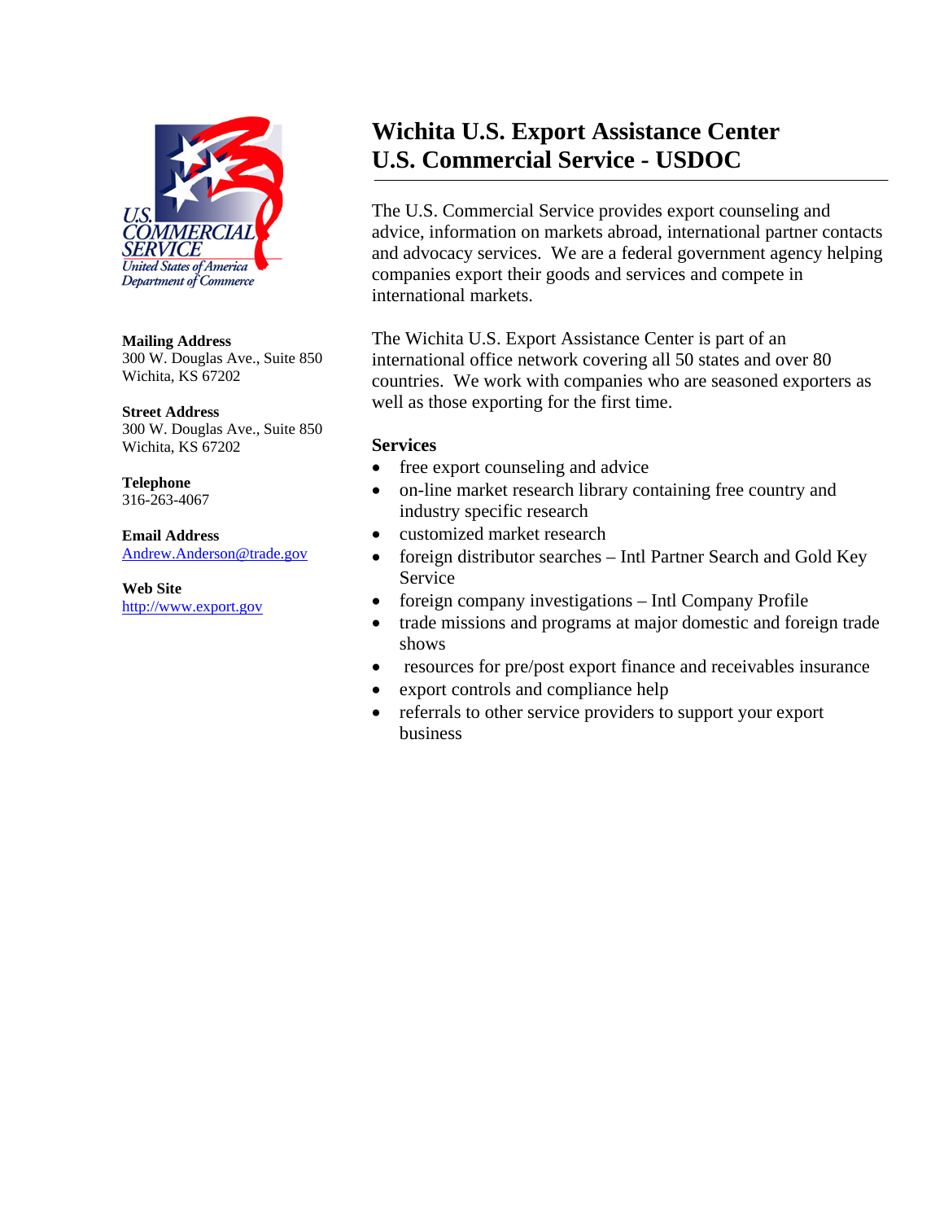# Wichita U.S. Export Assistance Center
# U.S. Commercial Service - USDOC

U.S. COMMERCIAL SERVICE
United States of America
Department of Commerce

**Mailing Address**
300 W. Douglas Ave., Suite 850
Wichita, KS 67202

**Street Address**
300 W. Douglas Ave., Suite 850
Wichita, KS 67202

**Telephone**
316-263-4067

**Email Address**
Andrew.Anderson@trade.gov

**Web Site**
http://www.export.gov

The U.S. Commercial Service provides export counseling and advice, information on markets abroad, international partner contacts and advocacy services. We are a federal government agency helping companies export their goods and services and compete in international markets.

The Wichita U.S. Export Assistance Center is part of an international office network covering all 50 states and over 80 countries. We work with companies who are seasoned exporters as well as those exporting for the first time.

**Services**

- free export counseling and advice
- on-line market research library containing free country and industry specific research
- customized market research
- foreign distributor searches – Intl Partner Search and Gold Key Service
- foreign company investigations – Intl Company Profile
- trade missions and programs at major domestic and foreign trade shows
- resources for pre/post export finance and receivables insurance
- export controls and compliance help
- referrals to other service providers to support your export business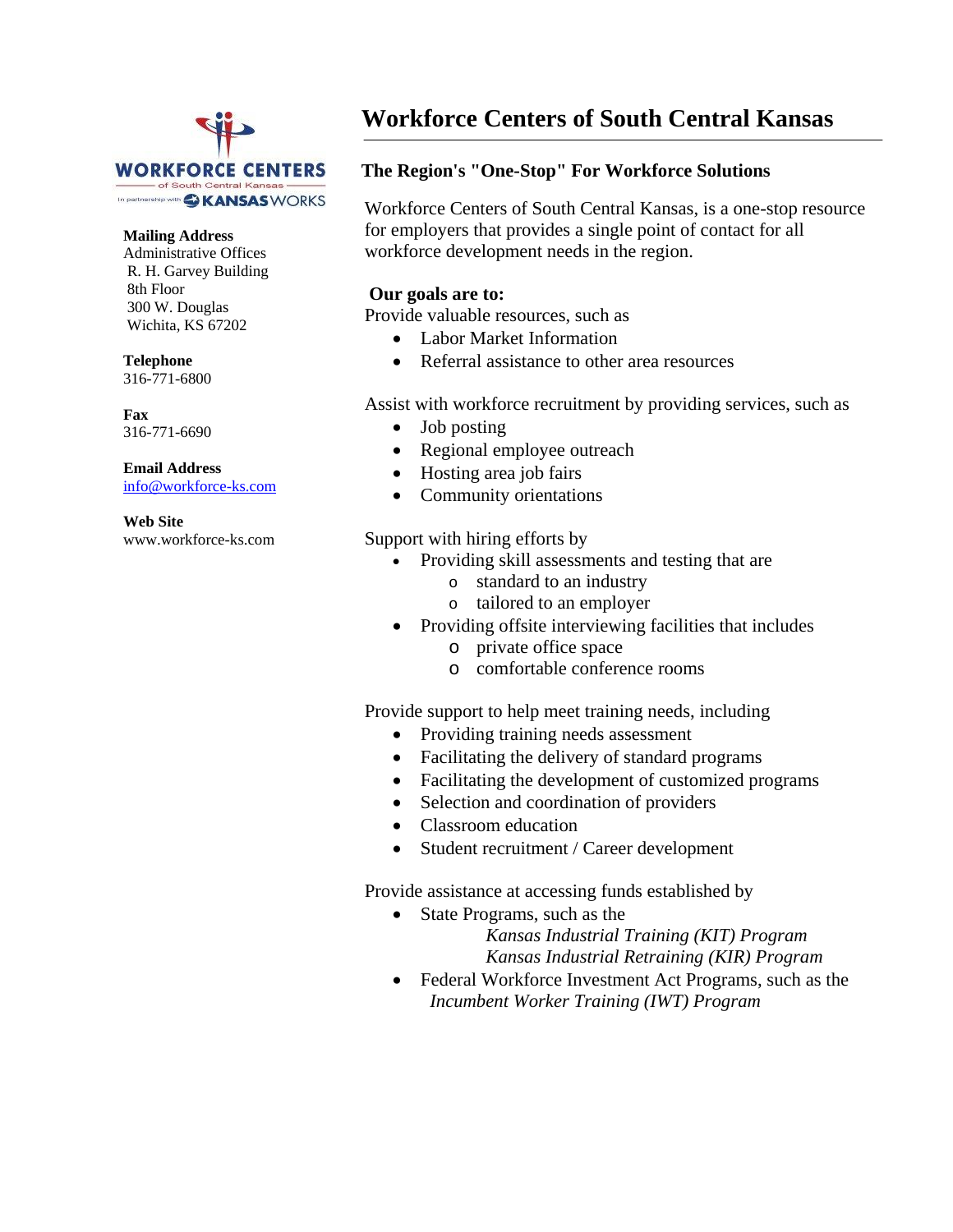WORKFORCE CENTERS
of South Central Kansas
In partnership with KANSASWORKS

**Mailing Address**
Administrative Offices
R. H. Garvey Building
8th Floor
300 W. Douglas
Wichita, KS 67202

**Telephone**
316-771-6800

**Fax**
316-771-6690

**Email Address**
info@workforce-ks.com

**Web Site**
www.workforce-ks.com

# Workforce Centers of South Central Kansas

## The Region's "One-Stop" For Workforce Solutions

Workforce Centers of South Central Kansas, is a one-stop resource for employers that provides a single point of contact for all workforce development needs in the region.

**Our goals are to:**

Provide valuable resources, such as

- Labor Market Information
- Referral assistance to other area resources

Assist with workforce recruitment by providing services, such as

- Job posting
- Regional employee outreach
- Hosting area job fairs
- Community orientations

Support with hiring efforts by

- Providing skill assessments and testing that are
  - standard to an industry
  - tailored to an employer
- Providing offsite interviewing facilities that includes
  - private office space
  - comfortable conference rooms

Provide support to help meet training needs, including

- Providing training needs assessment
- Facilitating the delivery of standard programs
- Facilitating the development of customized programs
- Selection and coordination of providers
- Classroom education
- Student recruitment / Career development

Provide assistance at accessing funds established by

- State Programs, such as the
  *Kansas Industrial Training (KIT) Program*
  *Kansas Industrial Retraining (KIR) Program*
- Federal Workforce Investment Act Programs, such as the
  *Incumbent Worker Training (IWT) Program*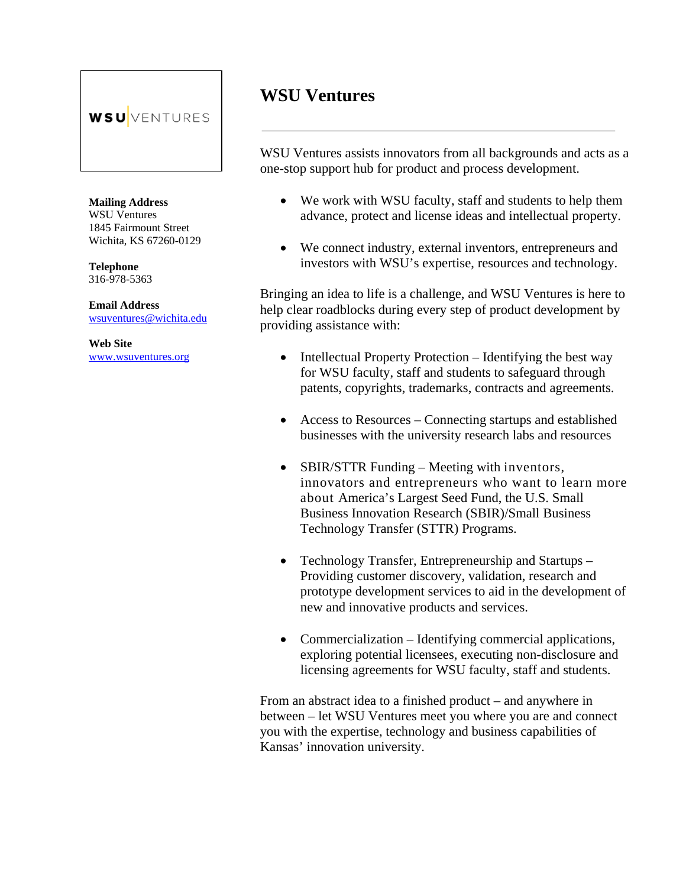WSU VENTURES

**Mailing Address**
WSU Ventures
1845 Fairmount Street
Wichita, KS 67260-0129

**Telephone**
316-978-5363

**Email Address**
wsuventures@wichita.edu

**Web Site**
www.wsuventures.org

# WSU Ventures

WSU Ventures assists innovators from all backgrounds and acts as a one-stop support hub for product and process development.

- We work with WSU faculty, staff and students to help them advance, protect and license ideas and intellectual property.
- We connect industry, external inventors, entrepreneurs and investors with WSU's expertise, resources and technology.

Bringing an idea to life is a challenge, and WSU Ventures is here to help clear roadblocks during every step of product development by providing assistance with:

- Intellectual Property Protection – Identifying the best way for WSU faculty, staff and students to safeguard through patents, copyrights, trademarks, contracts and agreements.
- Access to Resources – Connecting startups and established businesses with the university research labs and resources
- SBIR/STTR Funding – Meeting with inventors, innovators and entrepreneurs who want to learn more about America's Largest Seed Fund, the U.S. Small Business Innovation Research (SBIR)/Small Business Technology Transfer (STTR) Programs.
- Technology Transfer, Entrepreneurship and Startups – Providing customer discovery, validation, research and prototype development services to aid in the development of new and innovative products and services.
- Commercialization – Identifying commercial applications, exploring potential licensees, executing non-disclosure and licensing agreements for WSU faculty, staff and students.

From an abstract idea to a finished product – and anywhere in between – let WSU Ventures meet you where you are and connect you with the expertise, technology and business capabilities of Kansas' innovation university.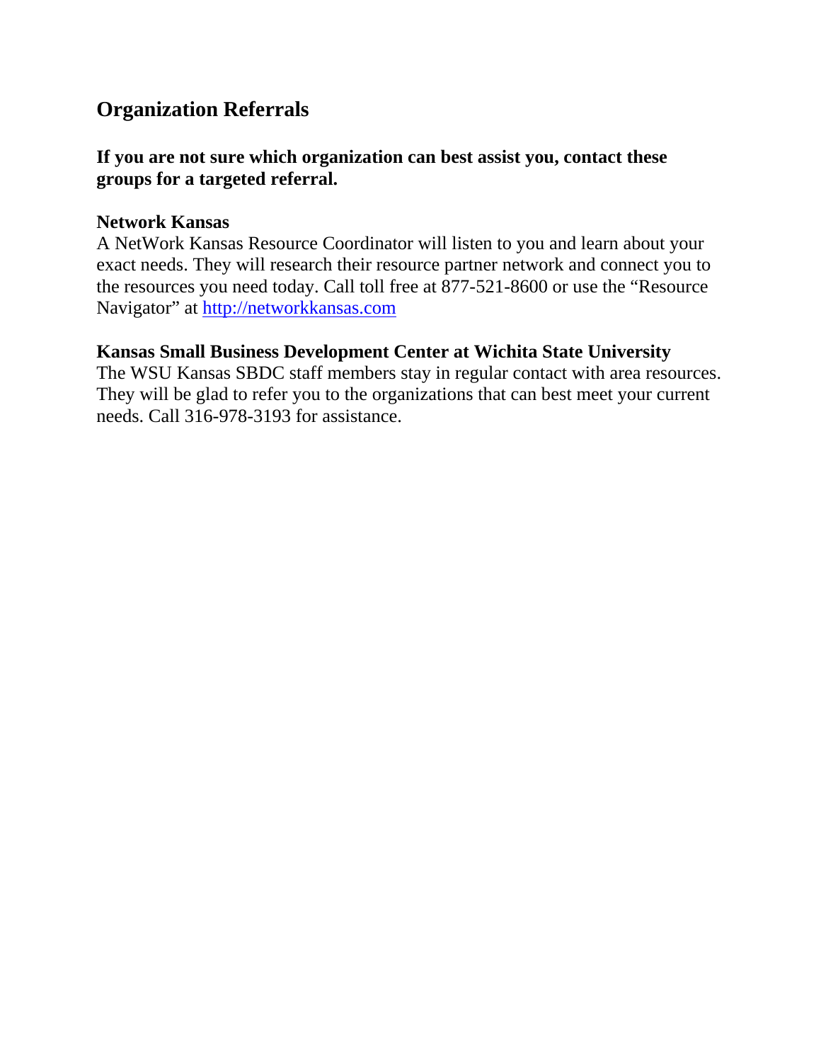## Organization Referrals

**If you are not sure which organization can best assist you, contact these groups for a targeted referral.**

**Network Kansas**
A NetWork Kansas Resource Coordinator will listen to you and learn about your exact needs. They will research their resource partner network and connect you to the resources you need today. Call toll free at 877-521-8600 or use the "Resource Navigator" at http://networkkansas.com

**Kansas Small Business Development Center at Wichita State University**
The WSU Kansas SBDC staff members stay in regular contact with area resources. They will be glad to refer you to the organizations that can best meet your current needs. Call 316-978-3193 for assistance.